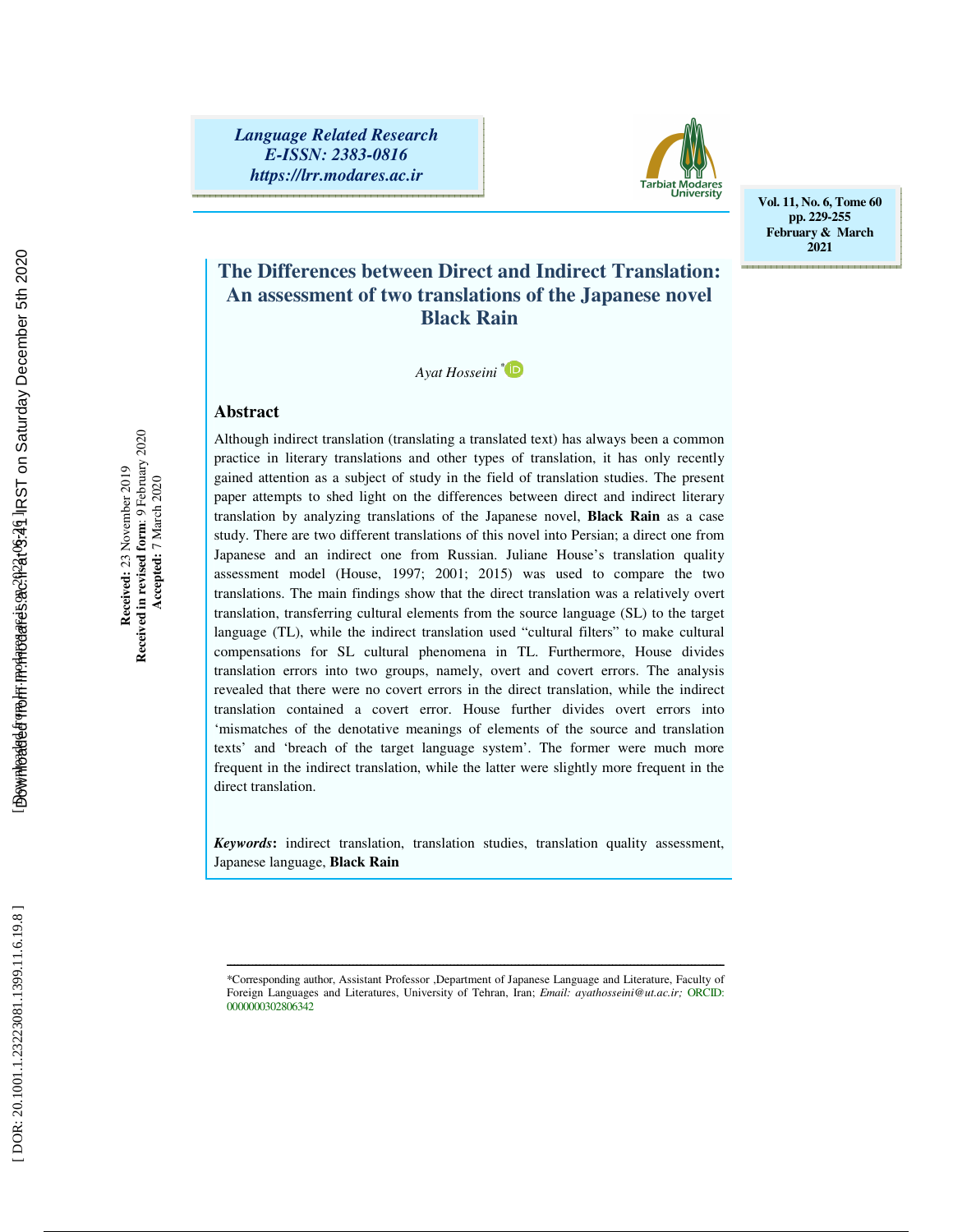# The Differences between Direct and Indirect Translation: An assessment of two translations of the Japanese novel Black Rain

*Ayat Hosseini*[*]

Received: 23 November 2019
Received in revised form: 9 February 2020
Accepted: 7 March 2020

## Abstract

Although indirect translation (translating a translated text) has always been a common practice in literary translations and other types of translation, it has only recently gained attention as a subject of study in the field of translation studies. The present paper attempts to shed light on the differences between direct and indirect literary translation by analyzing translations of the Japanese novel, **Black Rain** as a case study. There are two different translations of this novel into Persian; a direct one from Japanese and an indirect one from Russian. Juliane House's translation quality assessment model (House, 1997; 2001; 2015) was used to compare the two translations. The main findings show that the direct translation was a relatively overt translation, transferring cultural elements from the source language (SL) to the target language (TL), while the indirect translation used "cultural filters" to make cultural compensations for SL cultural phenomena in TL. Furthermore, House divides translation errors into two groups, namely, overt and covert errors. The analysis revealed that there were no covert errors in the direct translation, while the indirect translation contained a covert error. House further divides overt errors into 'mismatches of the denotative meanings of elements of the source and translation texts' and 'breach of the target language system'. The former were much more frequent in the indirect translation, while the latter were slightly more frequent in the direct translation.

***Keywords***: indirect translation, translation studies, translation quality assessment, Japanese language, **Black Rain**

---

*Corresponding author, Assistant Professor ,Department of Japanese Language and Literature, Faculty of Foreign Languages and Literatures, University of Tehran, Iran; *Email: ayathosseini@ut.ac.ir;* ORCID: 0000000302806342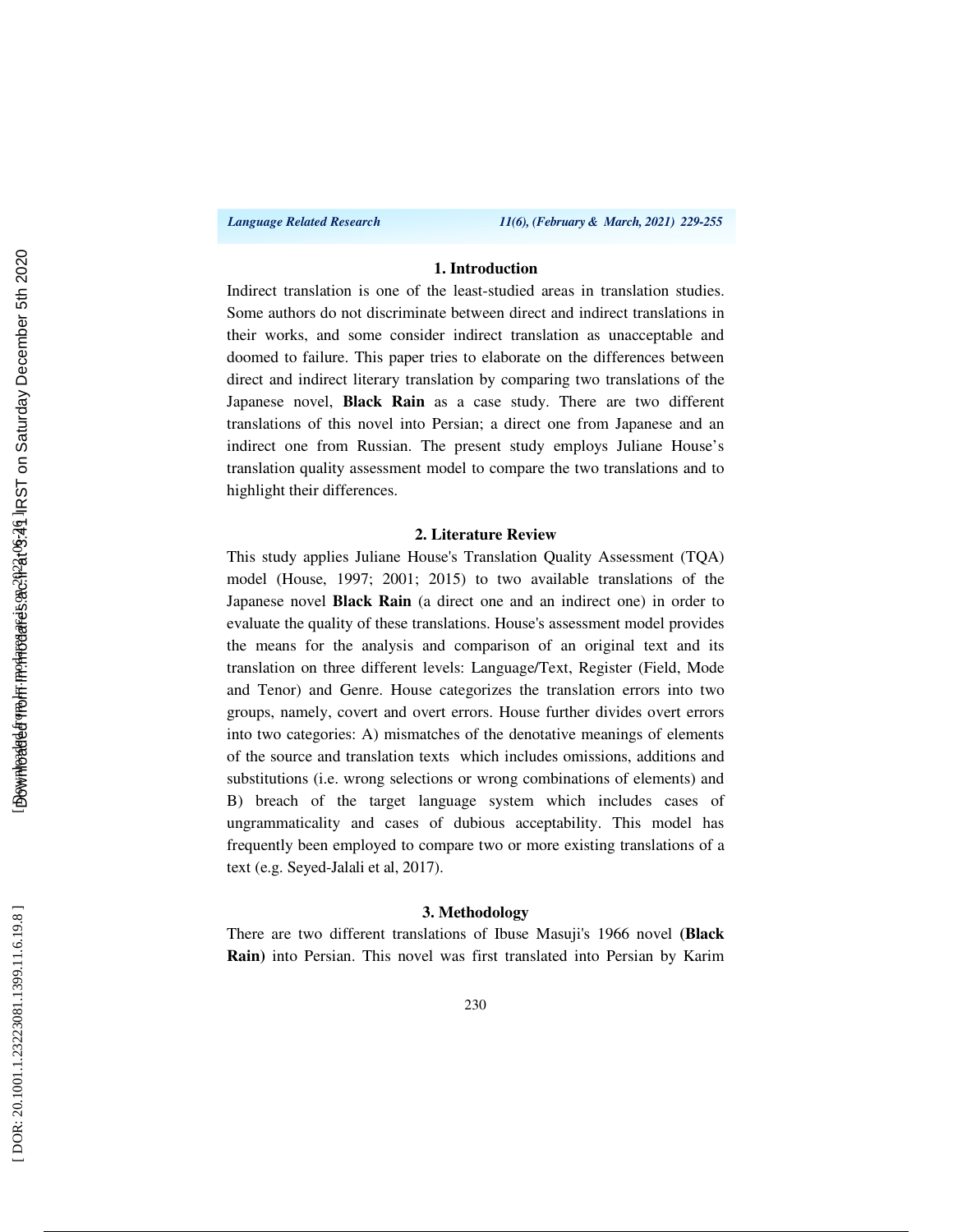## 1. Introduction

Indirect translation is one of the least-studied areas in translation studies. Some authors do not discriminate between direct and indirect translations in their works, and some consider indirect translation as unacceptable and doomed to failure. This paper tries to elaborate on the differences between direct and indirect literary translation by comparing two translations of the Japanese novel, **Black Rain** as a case study. There are two different translations of this novel into Persian; a direct one from Japanese and an indirect one from Russian. The present study employs Juliane House's translation quality assessment model to compare the two translations and to highlight their differences.

## 2. Literature Review

This study applies Juliane House's Translation Quality Assessment (TQA) model (House, 1997; 2001; 2015) to two available translations of the Japanese novel **Black Rain** (a direct one and an indirect one) in order to evaluate the quality of these translations. House's assessment model provides the means for the analysis and comparison of an original text and its translation on three different levels: Language/Text, Register (Field, Mode and Tenor) and Genre. House categorizes the translation errors into two groups, namely, covert and overt errors. House further divides overt errors into two categories: A) mismatches of the denotative meanings of elements of the source and translation texts which includes omissions, additions and substitutions (i.e. wrong selections or wrong combinations of elements) and B) breach of the target language system which includes cases of ungrammaticality and cases of dubious acceptability. This model has frequently been employed to compare two or more existing translations of a text (e.g. Seyed-Jalali et al, 2017).

## 3. Methodology

There are two different translations of Ibuse Masuji's 1966 novel (**Black Rain**) into Persian. This novel was first translated into Persian by Karim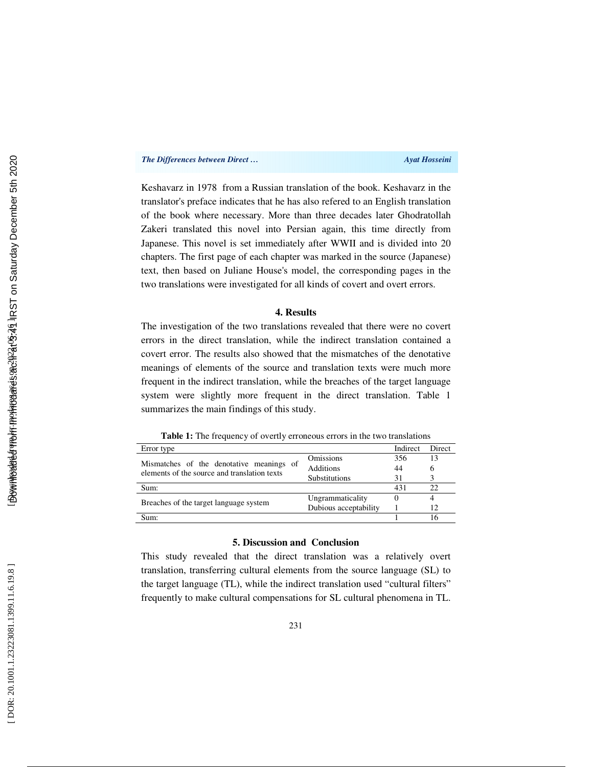Keshavarz in 1978 from a Russian translation of the book. Keshavarz in the translator's preface indicates that he has also refered to an English translation of the book where necessary. More than three decades later Ghodratollah Zakeri translated this novel into Persian again, this time directly from Japanese. This novel is set immediately after WWII and is divided into 20 chapters. The first page of each chapter was marked in the source (Japanese) text, then based on Juliane House's model, the corresponding pages in the two translations were investigated for all kinds of covert and overt errors.

## 4. Results

The investigation of the two translations revealed that there were no covert errors in the direct translation, while the indirect translation contained a covert error. The results also showed that the mismatches of the denotative meanings of elements of the source and translation texts were much more frequent in the indirect translation, while the breaches of the target language system were slightly more frequent in the direct translation. Table 1 summarizes the main findings of this study.

**Table 1:** The frequency of overtly erroneous errors in the two translations

| Error type | | Indirect | Direct |
|---|---|---|---|
| Mismatches of the denotative meanings of elements of the source and translation texts | Omissions | 356 | 13 |
| | Additions | 44 | 6 |
| | Substitutions | 31 | 3 |
| Sum: | | 431 | 22 |
| Breaches of the target language system | Ungrammaticality | 0 | 4 |
| | Dubious acceptability | 1 | 12 |
| Sum: | | 1 | 16 |

## 5. Discussion and Conclusion

This study revealed that the direct translation was a relatively overt translation, transferring cultural elements from the source language (SL) to the target language (TL), while the indirect translation used "cultural filters" frequently to make cultural compensations for SL cultural phenomena in TL.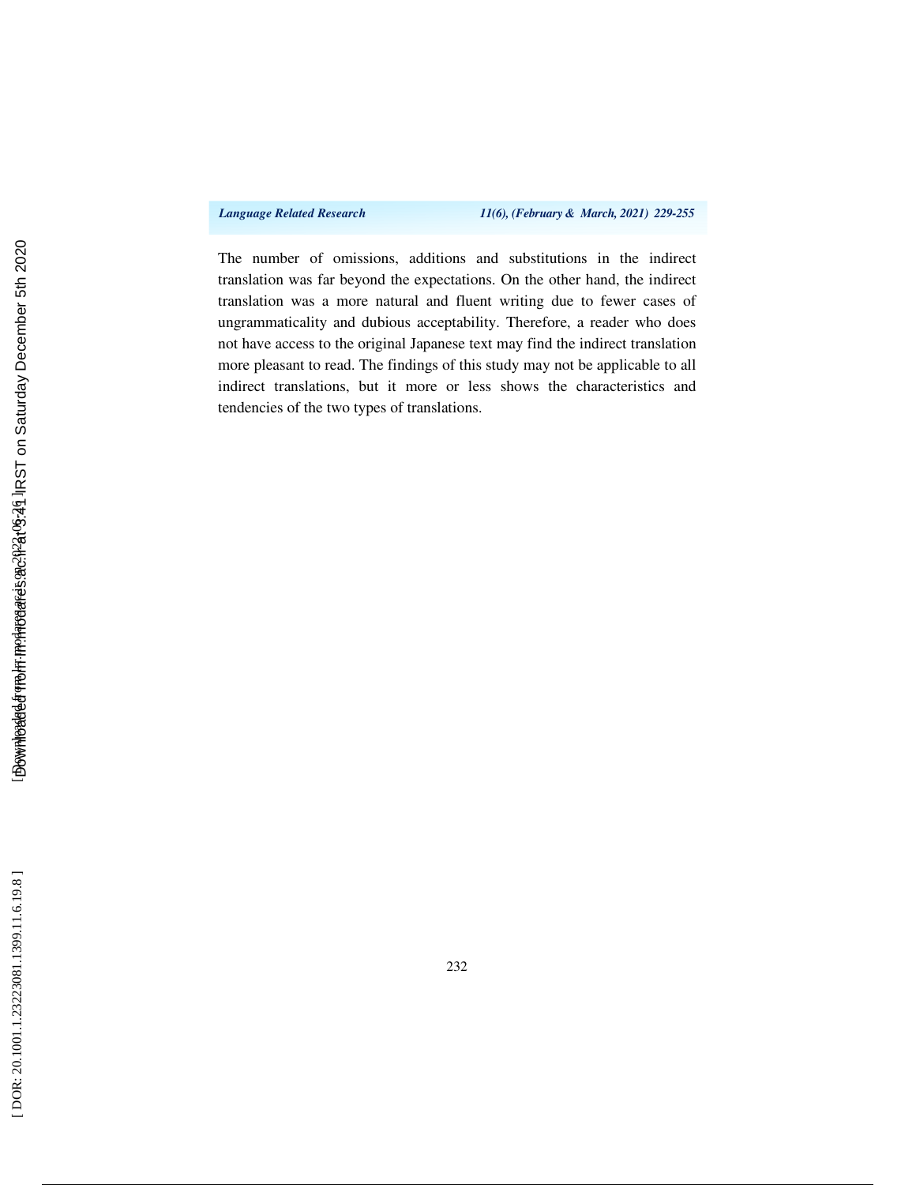The number of omissions, additions and substitutions in the indirect translation was far beyond the expectations. On the other hand, the indirect translation was a more natural and fluent writing due to fewer cases of ungrammaticality and dubious acceptability. Therefore, a reader who does not have access to the original Japanese text may find the indirect translation more pleasant to read. The findings of this study may not be applicable to all indirect translations, but it more or less shows the characteristics and tendencies of the two types of translations.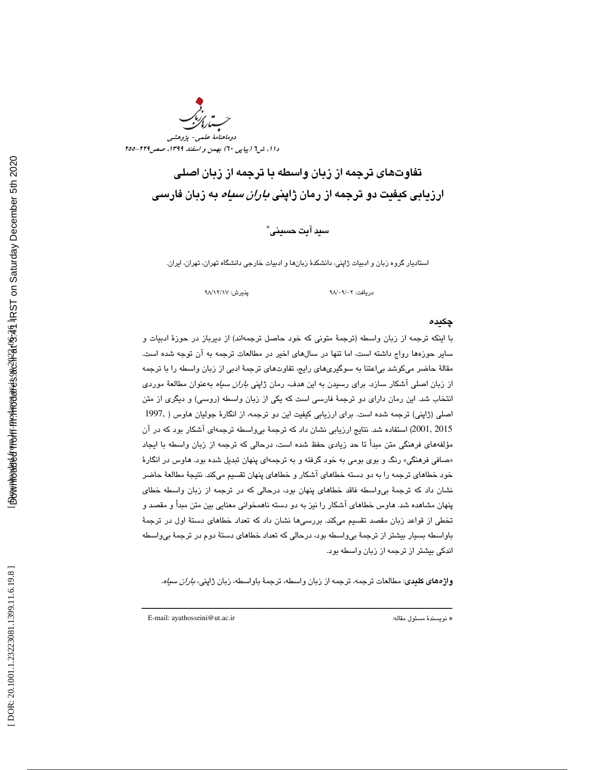# تفاوت‌های ترجمه از زبان واسطه با ترجمه از زبان اصلی

## ارزیابی کیفیت دو ترجمه از رمان ژاپنی *باران سیاه* به زبان فارسی

**سید آیت حسینی***

استادیار گروه زبان و ادبیات ژاپنی، دانشکدهٔ زبان‌ها و ادبیات خارجی دانشگاه تهران، تهران، ایران.

دریافت: ۹۸/۰۹/۰۲ پذیرش: ۹۸/۱۲/۱۷

### چکیده

با اینکه ترجمه از زبان واسطه (ترجمهٔ متونی که خود حاصل ترجمه‌اند) از دیرباز در حوزهٔ ادبیات و سایر حوزه‌ها رواج داشته است، اما تنها در سال‌های اخیر در مطالعات ترجمه به آن توجه شده است. مقالهٔ حاضر می‌کوشد بی‌اعتنا به سوگیری‌های رایج، تفاوت‌های ترجمهٔ ادبی از زبان واسطه را با ترجمه از زبان اصلی آشکار سازد. برای رسیدن به این هدف، رمان ژاپنی *باران سیاه* به‌عنوان مطالعهٔ موردی انتخاب شد. این رمان دارای دو ترجمهٔ فارسی است که یکی از زبان واسطه (روسی) و دیگری از متن اصلی (ژاپنی) ترجمه شده است. برای ارزیابی کیفیت این دو ترجمه، از انگارهٔ جولیان هاوس (1997, 2001, 2015) استفاده شد. نتایج ارزیابی نشان داد که ترجمهٔ بی‌واسطه ترجمه‌ای آشکار بود که در آن مؤلفه‌های فرهنگی متن مبدأ تا حد زیادی حفظ شده است، درحالی که ترجمه از زبان واسطه با ایجاد «صافی فرهنگی» رنگ و بوی بومی به خود گرفته و به ترجمه‌ای پنهان تبدیل شده بود. هاوس در انگارهٔ خود خطاهای ترجمه را به دو دسته خطاهای آشکار و خطاهای پنهان تقسیم می‌کند. نتیجهٔ مطالعهٔ حاضر نشان داد که ترجمهٔ بی‌واسطه فاقد خطاهای پنهان بود، درحالی که در ترجمه از زبان واسطه خطای پنهان مشاهده شد. هاوس خطاهای آشکار را نیز به دو دسته ناهمخوانی معنایی بین متن مبدأ و مقصد و تخطی از قواعد زبان مقصد تقسیم می‌کند. بررسی‌ها نشان داد که تعداد خطاهای دستهٔ اول در ترجمهٔ باواسطه بسیار بیشتر از ترجمهٔ بی‌واسطه بود، درحالی که تعداد خطاهای دستهٔ دوم در ترجمهٔ بی‌واسطه اندکی بیشتر از ترجمه از زبان واسطه بود.

**واژه‌های کلیدی**: مطالعات ترجمه، ترجمه از زبان واسطه، ترجمهٔ باواسطه، زبان ژاپنی، *باران سیاه*.

---

* نویسندهٔ مسئول مقاله: E-mail: ayathosseini@ut.ac.ir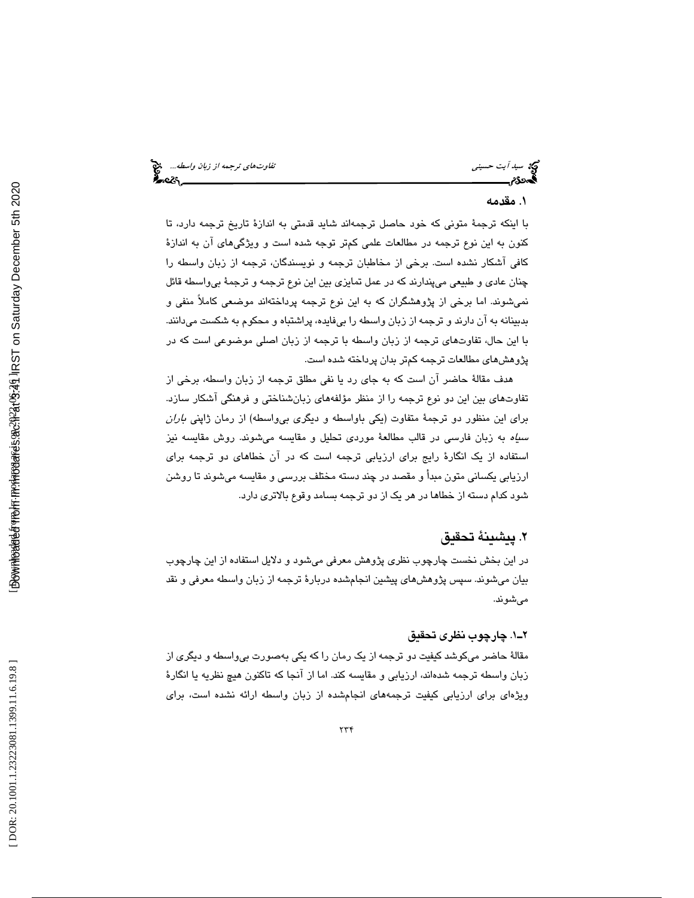## ۱. مقدمه

با اینکه ترجمهٔ متونی که خود حاصل ترجمه‌اند شاید قدمتی به اندازهٔ تاریخ ترجمه دارد، تا کنون به این نوع ترجمه در مطالعات علمی کم‌تر توجه شده است و ویژگی‌های آن به اندازهٔ کافی آشکار نشده است. برخی از مخاطبان ترجمه و نویسندگان، ترجمه از زبان واسطه را چنان عادی و طبیعی می‌پندارند که در عمل تمایزی بین این نوع ترجمه و ترجمهٔ بی‌واسطه قائل نمی‌شوند. اما برخی از پژوهشگران که به این نوع ترجمه پرداخته‌اند موضعی کاملاً منفی و بدبینانه به آن دارند و ترجمه از زبان واسطه را بی‌فایده، پراشتباه و محکوم به شکست می‌دانند. با این حال، تفاوت‌های ترجمه از زبان واسطه با ترجمه از زبان اصلی موضوعی است که در پژوهش‌های مطالعات ترجمه کم‌تر بدان پرداخته شده است.

هدف مقالهٔ حاضر آن است که به جای رد یا نفی مطلق ترجمه از زبان واسطه، برخی از تفاوت‌های بین این دو نوع ترجمه را از منظر مؤلفه‌های زبان‌شناختی و فرهنگی آشکار سازد. برای این منظور دو ترجمهٔ متفاوت (یکی باواسطه و دیگری بی‌واسطه) از رمان ژاپنی *باران سیاه* به زبان فارسی در قالب مطالعهٔ موردی تحلیل و مقایسه می‌شوند. روش مقایسه نیز استفاده از یک انگارهٔ رایج برای ارزیابی ترجمه است که در آن خطاهای دو ترجمه برای ارزیابی یکسانی متون مبدأ و مقصد در چند دسته مختلف بررسی و مقایسه می‌شوند تا روشن شود کدام دسته از خطاها در هر یک از دو ترجمه بسامد وقوع بالاتری دارد.

## ۲. پیشینهٔ تحقیق

در این بخش نخست چارچوب نظری پژوهش معرفی می‌شود و دلایل استفاده از این چارچوب بیان می‌شوند. سپس پژوهش‌های پیشین انجام‌شده دربارهٔ ترجمه از زبان واسطه معرفی و نقد می‌شوند.

### ۲ـ۱. چارچوب نظری تحقیق

مقالهٔ حاضر می‌کوشد کیفیت دو ترجمه از یک رمان را که یکی به‌صورت بی‌واسطه و دیگری از زبان واسطه ترجمه شده‌اند، ارزیابی و مقایسه کند. اما از آنجا که تاکنون هیچ نظریه یا انگارهٔ ویژه‌ای برای ارزیابی کیفیت ترجمه‌های انجام‌شده از زبان واسطه ارائه نشده است، برای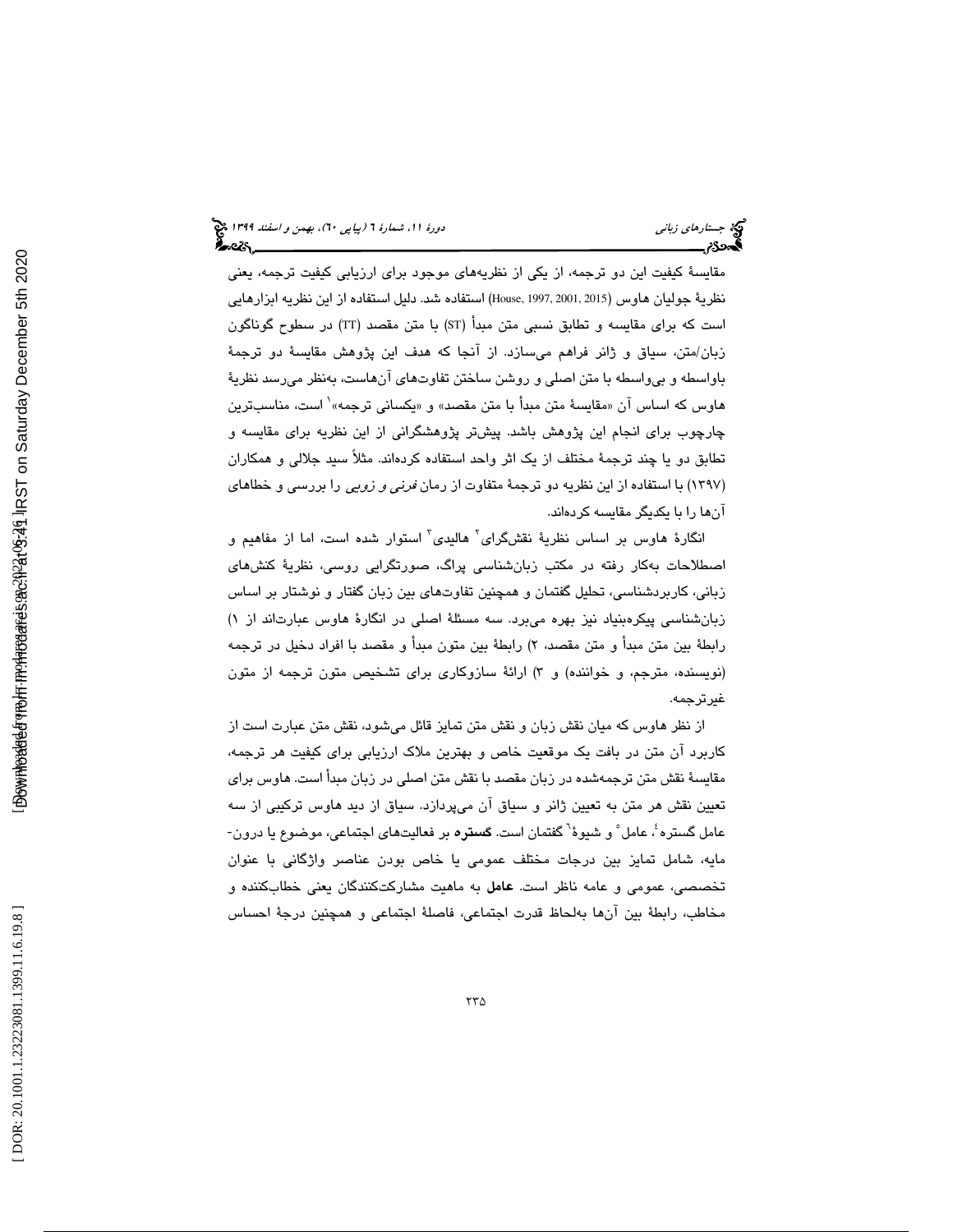مقایسهٔ کیفیت این دو ترجمه، از یکی از نظریه‌های موجود برای ارزیابی کیفیت ترجمه، یعنی نظریهٔ جولیان هاوس (House, 1997, 2001, 2015) استفاده شد. دلیل استفاده از این نظریه ابزارهایی است که برای مقایسه و تطابق نسبی متن مبدأ (ST) با متن مقصد (TT) در سطوح گوناگون زبان/متن، سیاق و ژانر فراهم می‌سازد. از آنجا که هدف این پژوهش مقایسهٔ دو ترجمهٔ باواسطه و بی‌واسطه با متن اصلی و روشن ساختن تفاوت‌های آن‌هاست، به‌نظر می‌رسد نظریهٔ هاوس که اساس آن «مقایسهٔ متن مبدأ با متن مقصد» و «یکسانی ترجمه»[1] است، مناسب‌ترین چارچوب برای انجام این پژوهش باشد. پیش‌تر پژوهشگرانی از این نظریه برای مقایسه و تطابق دو یا چند ترجمهٔ مختلف از یک اثر واحد استفاده کرده‌اند. مثلاً سید جلالی و همکاران (۱۳۹۷) با استفاده از این نظریه دو ترجمهٔ متفاوت از رمان *فرنی و زویی* را بررسی و خطاهای آن‌ها را با یکدیگر مقایسه کرده‌اند.

انگارهٔ هاوس بر اساس نظریهٔ نقشگرای[2] هالیدی[3] استوار شده است، اما از مفاهیم و اصطلاحات به‌کار رفته در مکتب زبان‌شناسی پراگ، صورتگرایی روسی، نظریهٔ کنش‌های زبانی، کاربردشناسی، تحلیل گفتمان و همچنین تفاوت‌های بین زبان گفتار و نوشتار بر اساس زبان‌شناسی پیکره‌بنیاد نیز بهره می‌برد. سه مسئلهٔ اصلی در انگارهٔ هاوس عبارت‌اند از ۱) رابطهٔ بین متن مبدأ و متن مقصد، ۲) رابطهٔ بین متون مبدأ و مقصد با افراد دخیل در ترجمه (نویسنده، مترجم، و خواننده) و ۳) ارائهٔ سازوکاری برای تشخیص متون ترجمه از متون غیرترجمه.

از نظر هاوس که میان نقش زبان و نقش متن تمایز قائل می‌شود، نقش متن عبارت است از کاربرد آن متن در بافت یک موقعیت خاص و بهترین ملاک ارزیابی برای کیفیت هر ترجمه، مقایسهٔ نقش متن ترجمه‌شده در زبان مقصد با نقش متن اصلی در زبان مبدأ است. هاوس برای تعیین نقش هر متن به تعیین ژانر و سیاق آن می‌پردازد. سیاق از دید هاوس ترکیبی از سه عامل گستره[4]، عامل[5] و شیوهٔ[6] گفتمان است. **گستره** بر فعالیت‌های اجتماعی، موضوع یا درون‌مایه، شامل تمایز بین درجات مختلف عمومی یا خاص بودن عناصر واژگانی با عنوان تخصصی، عمومی و عامه ناظر است. **عامل** به ماهیت مشارکت‌کنندگان یعنی خطاب‌کننده و مخاطب، رابطهٔ بین آن‌ها به‌لحاظ قدرت اجتماعی، فاصلهٔ اجتماعی و همچنین درجهٔ احساس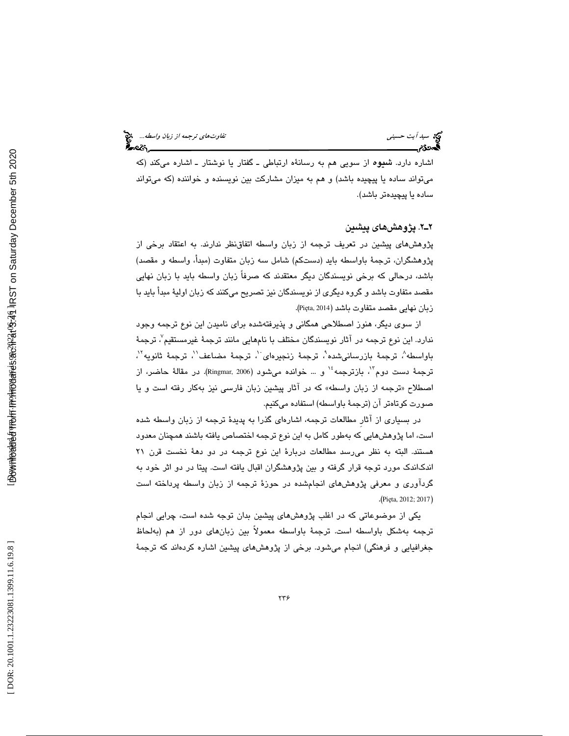اشاره دارد. **شیوه** از سویی هم به رسانهٔ ارتباطی ـ گفتار یا نوشتار ـ اشاره می‌کند (که می‌تواند ساده یا پیچیده باشد) و هم به میزان مشارکت بین نویسنده و خواننده (که می‌تواند ساده یا پیچیده‌تر باشد).

## ۲ـ۲. پژوهش‌های پیشین

پژوهش‌های پیشین در تعریف ترجمه از زبان واسطه اتفاق‌نظر ندارند. به اعتقاد برخی از پژوهشگران، ترجمهٔ باواسطه باید (دست‌کم) شامل سه زبان متفاوت (مبدأ، واسطه و مقصد) باشد، درحالی که برخی نویسندگان دیگر معتقدند که صرفاً زبان واسطه باید با زبان نهایی مقصد متفاوت باشد و گروه دیگری از نویسندگان نیز تصریح می‌کنند که زبان اولیهٔ مبدأ باید با زبان نهایی مقصد متفاوت باشد (Pięta, 2014).

از سوی دیگر، هنوز اصطلاحی همگانی و پذیرفته‌شده برای نامیدن این نوع ترجمه وجود ندارد. این نوع ترجمه در آثار نویسندگان مختلف با نام‌هایی مانند ترجمهٔ غیرمستقیم[۷]، ترجمهٔ باواسطه[۸]، ترجمهٔ بازرسانی‌شده[۹]، ترجمهٔ زنجیره‌ای[۱۰]، ترجمهٔ مضاعف[۱۱]، ترجمهٔ ثانویه[۱۲]، ترجمهٔ دست دوم[۱۳]، بازترجمه[۱۴] و ... خوانده می‌شود (Ringmar, 2006). در مقالهٔ حاضر، از اصطلاح «ترجمه از زبان واسطه» که در آثار پیشین زبان فارسی نیز به‌کار رفته است و یا صورت کوتاه‌تر آن (ترجمهٔ باواسطه) استفاده می‌کنیم.

در بسیاری از آثارِ مطالعات ترجمه، اشاره‌ای گذرا به پدیدهٔ ترجمه از زبان واسطه شده است، اما پژوهش‌هایی که به‌طور کامل به این نوع ترجمه اختصاص یافته باشند همچنان معدود هستند. البته به نظر می‌رسد مطالعات دربارهٔ این نوع ترجمه در دو دههٔ نخست قرن ۲۱ اندک‌اندک مورد توجه قرار گرفته و بین پژوهشگران اقبال یافته است. پیتا در دو اثر خود به گردآوری و معرفی پژوهش‌های انجام‌شده در حوزهٔ ترجمه از زبان واسطه پرداخته است (Pięta, 2012; 2017).

یکی از موضوعاتی که در اغلب پژوهش‌های پیشین بدان توجه شده است، چرایی انجام ترجمه به‌شکل باواسطه است. ترجمهٔ باواسطه معمولاً بین زبان‌های دور از هم (به‌لحاظ جغرافیایی و فرهنگی) انجام می‌شود. برخی از پژوهش‌های پیشین اشاره کرده‌اند که ترجمهٔ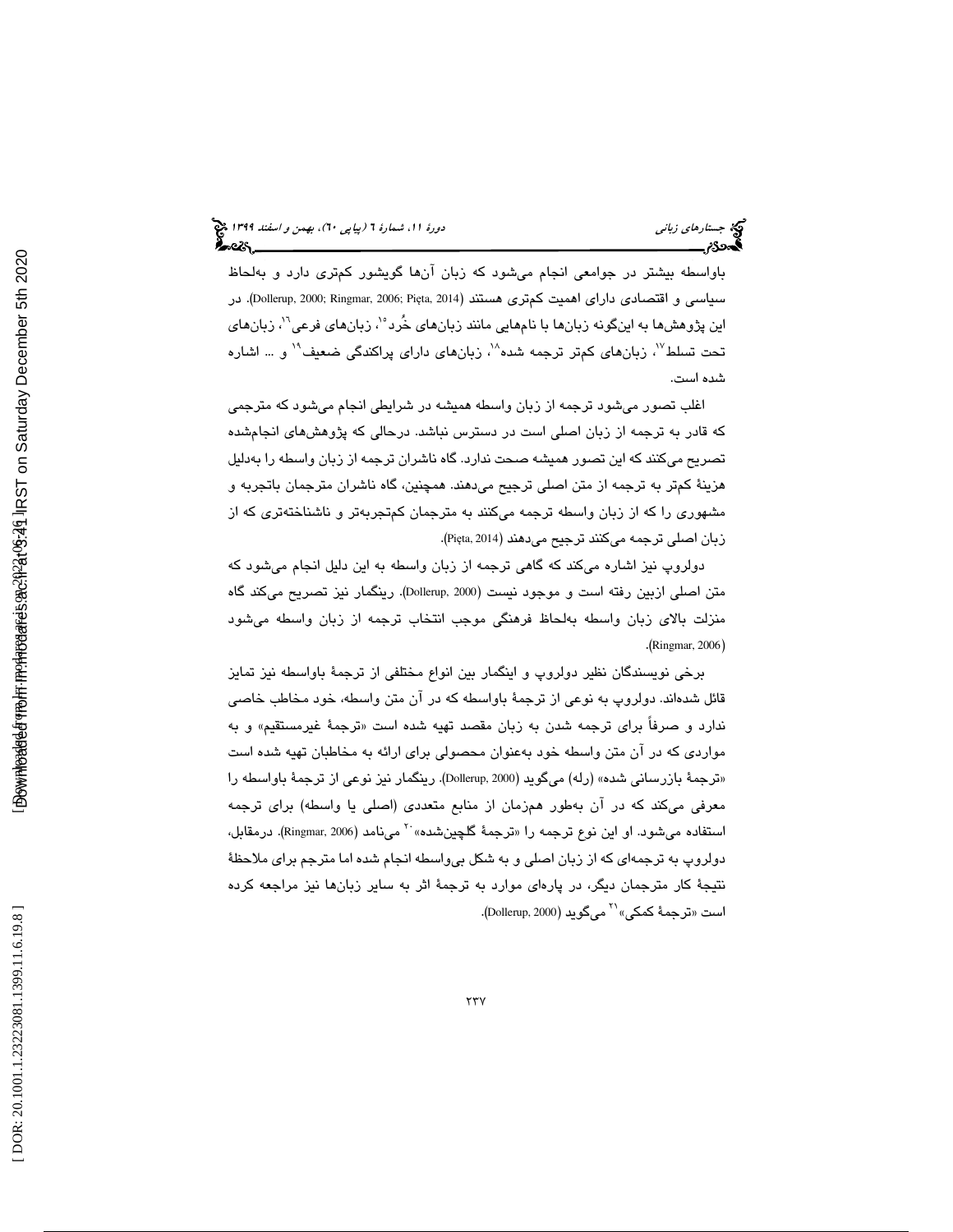باواسطه بیشتر در جوامعی انجام می‌شود که زبان آن‌ها گویشور کم‌تری دارد و به‌لحاظ سیاسی و اقتصادی دارای اهمیت کم‌تری هستند (Dollerup, 2000; Ringmar, 2006; Pięta, 2014). در این پژوهش‌ها به این‌گونه زبان‌ها با نام‌هایی مانند زبان‌های خُرد[15]، زبان‌های فرعی[16]، زبان‌های تحت تسلط[17]، زبان‌های کم‌تر ترجمه شده[18]، زبان‌های دارای پراکندگی ضعیف[19] و ... اشاره شده است.

اغلب تصور می‌شود ترجمه از زبان واسطه همیشه در شرایطی انجام می‌شود که مترجمی که قادر به ترجمه از زبان اصلی است در دسترس نباشد. درحالی که پژوهش‌های انجام‌شده تصریح می‌کنند که این تصور همیشه صحت ندارد. گاه ناشران ترجمه از زبان واسطه را به‌دلیل هزینهٔ کم‌تر به ترجمه از متن اصلی ترجیح می‌دهند. همچنین، گاه ناشران مترجمان باتجربه و مشهوری را که از زبان واسطه ترجمه می‌کنند به مترجمان کم‌تجربه‌تر و ناشناخته‌تری که از زبان اصلی ترجمه می‌کنند ترجیح می‌دهند (Pięta, 2014).

دولروپ نیز اشاره می‌کند که گاهی ترجمه از زبان واسطه به این دلیل انجام می‌شود که متن اصلی ازبین رفته است و موجود نیست (Dollerup, 2000). رینگمار نیز تصریح می‌کند گاه منزلت بالای زبان واسطه به‌لحاظ فرهنگی موجب انتخاب ترجمه از زبان واسطه می‌شود (Ringmar, 2006).

برخی نویسندگان نظیر دولروپ و اینگمار بین انواع مختلفی از ترجمهٔ باواسطه نیز تمایز قائل شده‌اند. دولروپ به نوعی از ترجمهٔ باواسطه که در آن متن واسطه، خود مخاطب خاصی ندارد و صرفاً برای ترجمه شدن به زبان مقصد تهیه شده است «ترجمهٔ غیرمستقیم» و به مواردی که در آن متن واسطه خود به‌عنوان محصولی برای ارائه به مخاطبان تهیه شده است «ترجمهٔ بازرسانی شده» (رله) می‌گوید (Dollerup, 2000). رینگمار نیز نوعی از ترجمهٔ باواسطه را معرفی می‌کند که در آن به‌طور همزمان از منابع متعددی (اصلی یا واسطه) برای ترجمه استفاده می‌شود. او این نوع ترجمه را «ترجمهٔ گلچین‌شده»[20] می‌نامد (Ringmar, 2006). درمقابل، دولروپ به ترجمه‌ای که از زبان اصلی و به شکل بی‌واسطه انجام شده اما مترجم برای ملاحظهٔ نتیجهٔ کار مترجمان دیگر، در پاره‌ای موارد به ترجمهٔ اثر به سایر زبان‌ها نیز مراجعه کرده است «ترجمهٔ کمکی»[21] می‌گوید (Dollerup, 2000).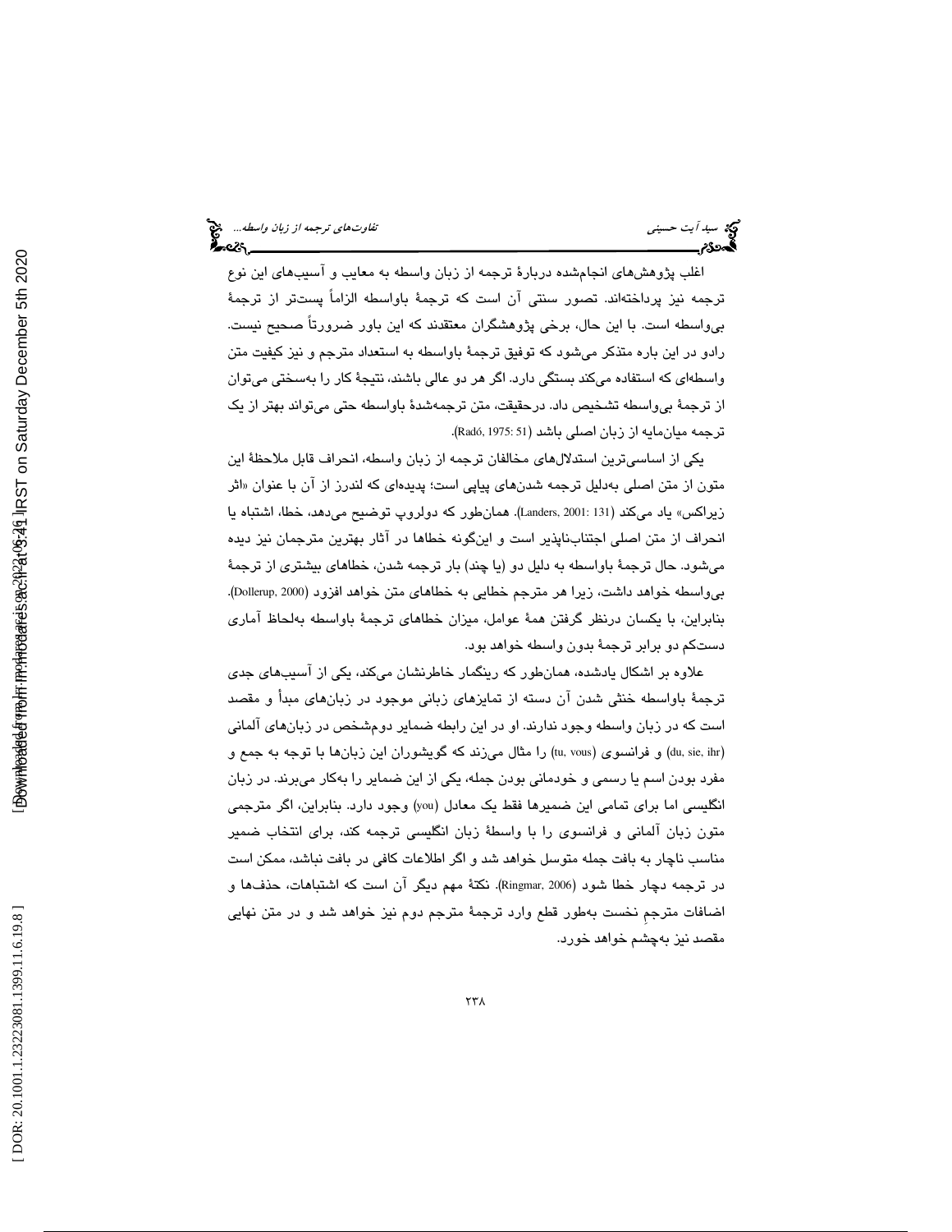اغلب پژوهش‌های انجام‌شده دربارهٔ ترجمه از زبان واسطه به معایب و آسیب‌های این نوع ترجمه نیز پرداخته‌اند. تصور سنتی آن است که ترجمهٔ باواسطه الزاماً پست‌تر از ترجمهٔ بی‌واسطه است. با این حال، برخی پژوهشگران معتقدند که این باور ضرورتاً صحیح نیست. رادو در این باره متذکر می‌شود که توفیق ترجمهٔ باواسطه به استعداد مترجم و نیز کیفیت متن واسطه‌ای که استفاده می‌کند بستگی دارد. اگر هر دو عالی باشند، نتیجهٔ کار را به‌سختی می‌توان از ترجمهٔ بی‌واسطه تشخیص داد. درحقیقت، متن ترجمه‌شدهٔ باواسطه حتی می‌تواند بهتر از یک ترجمه میان‌مایه از زبان اصلی باشد (Radó, 1975: 51).

یکی از اساسی‌ترین استدلال‌های مخالفان ترجمه از زبان واسطه، انحراف قابل ملاحظهٔ این متون از متن اصلی به‌دلیل ترجمه شدن‌های پیاپی است؛ پدیده‌ای که لندرز از آن با عنوان «اثر زیراکس» یاد می‌کند (Landers, 2001: 131). همان‌طور که دولروپ توضیح می‌دهد، خطا، اشتباه یا انحراف از متن اصلی اجتناب‌ناپذیر است و این‌گونه خطاها در آثار بهترین مترجمان نیز دیده می‌شود. حال ترجمهٔ باواسطه به دلیل دو (یا چند) بار ترجمه شدن، خطاهای بیشتری از ترجمهٔ بی‌واسطه خواهد داشت، زیرا هر مترجم خطایی به خطاهای متن خواهد افزود (Dollerup, 2000). بنابراین، با یکسان درنظر گرفتن همهٔ عوامل، میزان خطاهای ترجمهٔ باواسطه به‌لحاظ آماری دست‌کم دو برابر ترجمهٔ بدون واسطه خواهد بود.

علاوه بر اشکال یادشده، همان‌طور که رینگمار خاطرنشان می‌کند، یکی از آسیب‌های جدی ترجمهٔ باواسطه خنثی شدن آن دسته از تمایزهای زبانی موجود در زبان‌های مبدأ و مقصد است که در زبان واسطه وجود ندارند. او در این رابطه ضمایر دوم‌شخص در زبان‌های آلمانی (du, sie, ihr) و فرانسوی (tu, vous) را مثال می‌زند که گویشوران این زبان‌ها با توجه به جمع و مفرد بودن اسم یا رسمی و خودمانی بودن جمله، یکی از این ضمایر را به‌کار می‌برند. در زبان انگلیسی اما برای تمامی این ضمیرها فقط یک معادل (you) وجود دارد. بنابراین، اگر مترجمی متون زبان آلمانی و فرانسوی را با واسطهٔ زبان انگلیسی ترجمه کند، برای انتخاب ضمیر مناسب ناچار به بافت جمله متوسل خواهد شد و اگر اطلاعات کافی در بافت نباشد، ممکن است در ترجمه دچار خطا شود (Ringmar, 2006). نکتهٔ مهم دیگر آن است که اشتباهات، حذف‌ها و اضافات مترجمِ نخست به‌طور قطع وارد ترجمهٔ مترجم دوم نیز خواهد شد و در متن نهایی مقصد نیز به‌چشم خواهد خورد.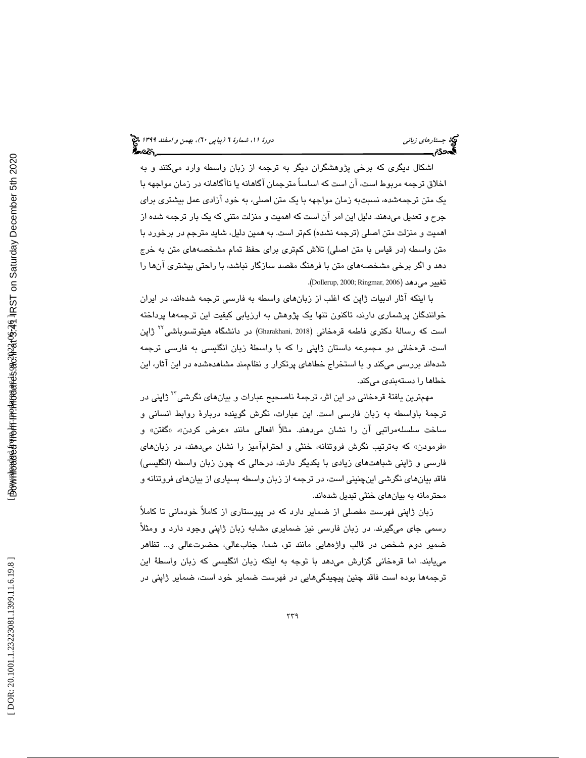اشکال دیگری که برخی پژوهشگران دیگر به ترجمه از زبان واسطه وارد می‌کنند و به اخلاق ترجمه مربوط است، آن است که اساساً مترجمان آگاهانه یا ناآگاهانه در زمان مواجهه با یک متن ترجمه‌شده، نسبت‌به زمان مواجهه با یک متن اصلی، به خود آزادی عمل بیشتری برای جرح و تعدیل می‌دهند. دلیل این امر آن است که اهمیت و منزلت متنی که یک بار ترجمه شده از اهمیت و منزلت متن اصلی (ترجمه نشده) کم‌تر است. به همین دلیل، شاید مترجم در برخورد با متن واسطه (در قیاس با متن اصلی) تلاش کم‌تری برای حفظ تمام مشخصه‌های متن به خرج دهد و اگر برخی مشخصه‌های متن با فرهنگ مقصد سازگار نباشد، با راحتی بیشتری آن‌ها را تغییر می‌دهد (Dollerup, 2000; Ringmar, 2006).

با اینکه آثار ادبیات ژاپن که اغلب از زبان‌های واسطه به فارسی ترجمه شده‌اند، در ایران خوانندگان پرشماری دارند، تاکنون تنها یک پژوهش به ارزیابی کیفیت این ترجمه‌ها پرداخته است که رسالهٔ دکتری فاطمه قره‌خانی (Gharakhani, 2018) در دانشگاه هیتوتسوباشی[۲۲] ژاپن است. قره‌خانی دو مجموعه داستان ژاپنی را که با واسطهٔ زبان انگلیسی به فارسی ترجمه شده‌اند بررسی می‌کند و با استخراج خطاهای پرتکرار و نظام‌مند مشاهده‌شده در این آثار، این خطاها را دسته‌بندی می‌کند.

مهم‌ترین یافتهٔ قره‌خانی در این اثر، ترجمهٔ ناصحیح عبارات و بیان‌های نگرشی[۲۳] ژاپنی در ترجمهٔ باواسطه به زبان فارسی است. این عبارات، نگرش گوینده دربارهٔ روابط انسانی و ساخت سلسله‌مراتبی آن را نشان می‌دهند. مثلاً افعالی مانند «عرض کردن»، «گفتن» و «فرمودن» که به‌ترتیب نگرش فروتنانه، خنثی و احترام‌آمیز را نشان می‌دهند، در زبان‌های فارسی و ژاپنی شباهت‌های زیادی با یکدیگر دارند، درحالی که چون زبان واسطه (انگلیسی) فاقد بیان‌های نگرشی این‌چنینی است، در ترجمه از زبان واسطه بسیاری از بیان‌های فروتنانه و محترمانه به بیان‌های خنثی تبدیل شده‌اند.

زبان ژاپنی فهرست مفصلی از ضمایر دارد که در پیوستاری از کاملاً خودمانی تا کاملاً رسمی جای می‌گیرند. در زبان فارسی نیز ضمایری مشابه زبان ژاپنی وجود دارد و ومثلاً ضمیر دوم شخص در قالب واژه‌هایی مانند تو، شما، جناب‌عالی، حضرت‌عالی و... تظاهر می‌یابند. اما قره‌خانی گزارش می‌دهد با توجه به اینکه زبان انگلیسی که زبان واسطهٔ این ترجمه‌ها بوده است فاقد چنین پیچیدگی‌هایی در فهرست ضمایر خود است، ضمایر ژاپنی در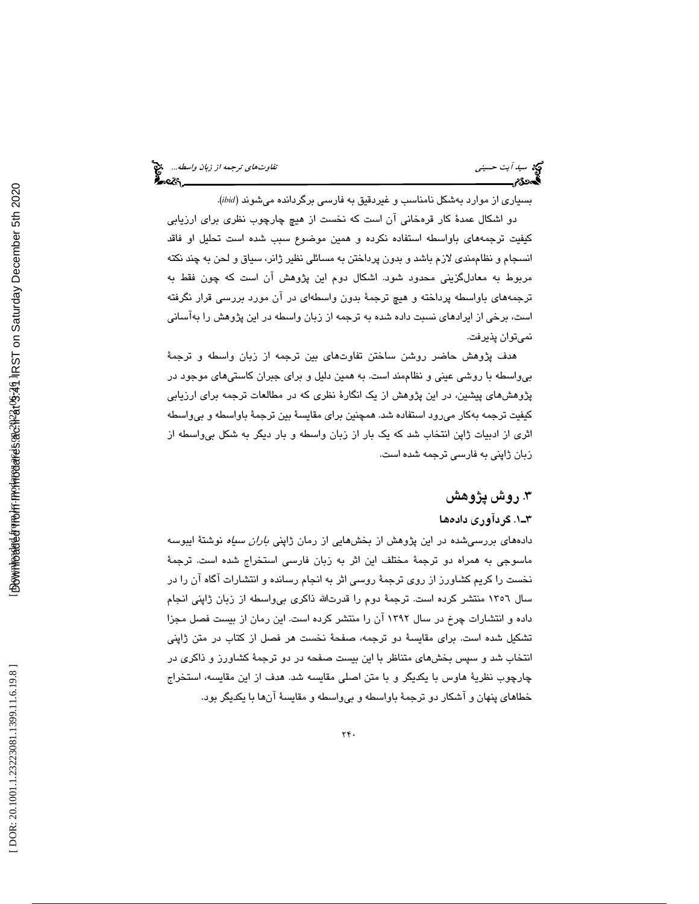بسیاری از موارد به‌شکل نامناسب و غیردقیق به فارسی برگردانده می‌شوند (*ibid*).

دو اشکال عمدهٔ کار قره‌خانی آن است که نخست از هیچ چارچوب نظری برای ارزیابی کیفیت ترجمه‌های باواسطه استفاده نکرده و همین موضوع سبب شده است تحلیل او فاقد انسجام و نظام‌مندی لازم باشد و بدون پرداختن به مسائلی نظیر ژانر، سیاق و لحن به چند نکته مربوط به معادل‌گزینی محدود شود. اشکال دوم این پژوهش آن است که چون فقط به ترجمه‌های باواسطه پرداخته و هیچ ترجمهٔ بدون واسطه‌ای در آن مورد بررسی قرار نگرفته است، برخی از ایرادهای نسبت داده شده به ترجمه از زبان واسطه در این پژوهش را به‌آسانی نمی‌توان پذیرفت.

هدف پژوهش حاضر روشن ساختن تفاوت‌های بین ترجمه از زبان واسطه و ترجمهٔ بی‌واسطه با روشی عینی و نظام‌مند است. به همین دلیل و برای جبران کاستی‌های موجود در پژوهش‌های پیشین، در این پژوهش از یک انگارهٔ نظری که در مطالعات ترجمه برای ارزیابی کیفیت ترجمه به‌کار می‌رود استفاده شد. همچنین برای مقایسهٔ بین ترجمهٔ باواسطه و بی‌واسطه اثری از ادبیات ژاپن انتخاب شد که یک بار از زبان واسطه و بار دیگر به شکل بی‌واسطه از زبان ژاپنی به فارسی ترجمه شده است.

## ۳. روش پژوهش

### ۳ـ۱. گردآوری داده‌ها

داده‌های بررسی‌شده در این پژوهش از بخش‌هایی از رمان ژاپنی *باران سیاه* نوشتهٔ ایبوسه ماسوجی به همراه دو ترجمهٔ مختلف این اثر به زبان فارسی استخراج شده است. ترجمهٔ نخست را کریم کشاورز از روی ترجمهٔ روسی اثر به انجام رسانده و انتشارات آگاه آن را در سال ۱۳۵۶ منتشر کرده است. ترجمهٔ دوم را قدرت‌الله ذاکری بی‌واسطه از زبان ژاپنی انجام داده و انتشارات چرخ در سال ۱۳۹۲ آن را منتشر کرده است. این رمان از بیست فصل مجزا تشکیل شده است. برای مقایسهٔ دو ترجمه، صفحهٔ نخست هر فصل از کتاب در متن ژاپنی انتخاب شد و سپس بخش‌های متناظر با این بیست صفحه در دو ترجمهٔ کشاورز و ذاکری در چارچوب نظریهٔ هاوس با یکدیگر و با متن اصلی مقایسه شد. هدف از این مقایسه، استخراج خطاهای پنهان و آشکار دو ترجمهٔ باواسطه و بی‌واسطه و مقایسهٔ آن‌ها با یکدیگر بود.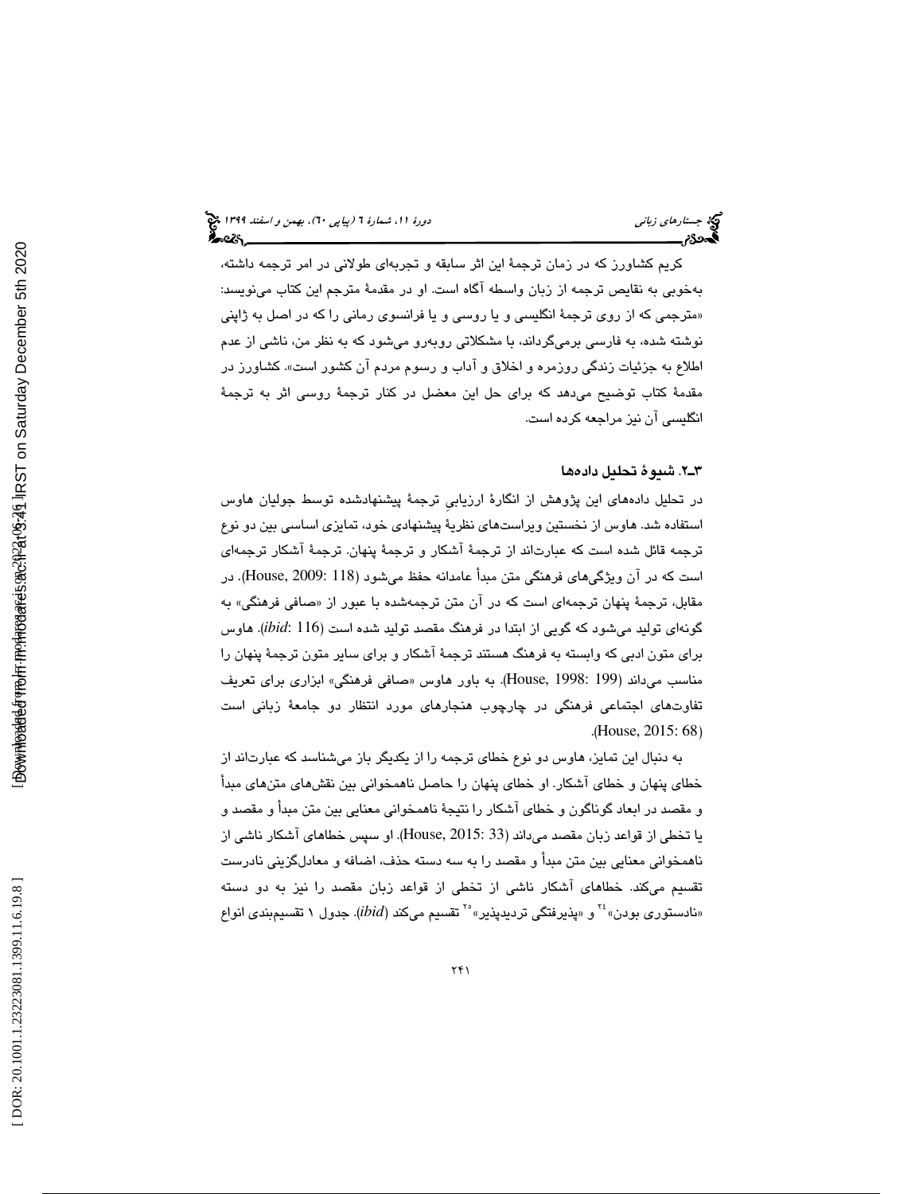کریم کشاورز که در زمان ترجمهٔ این اثر سابقه و تجربه‌ای طولانی در امر ترجمه داشته، به‌خوبی به نقایص ترجمه از زبان واسطه آگاه است. او در مقدمهٔ مترجم این کتاب می‌نویسد: «مترجمی که از روی ترجمهٔ انگلیسی و یا روسی و یا فرانسوی رمانی را که در اصل به ژاپنی نوشته شده، به فارسی برمی‌گرداند، با مشکلاتی روبه‌رو می‌شود که به نظر من، ناشی از عدم اطلاع به جزئیات زندگی روزمره و اخلاق و آداب و رسوم مردم آن کشور است». کشاورز در مقدمهٔ کتاب توضیح می‌دهد که برای حل این معضل در کنار ترجمهٔ روسی اثر به ترجمهٔ انگلیسی آن نیز مراجعه کرده است.

### ۳ـ۲. شیوهٔ تحلیل داده‌ها

در تحلیل داده‌های این پژوهش از انگارهٔ ارزیابی ترجمهٔ پیشنهادشده توسط جولیان هاوس استفاده شد. هاوس از نخستین ویراست‌های نظریهٔ پیشنهادی خود، تمایزی اساسی بین دو نوع ترجمه قائل شده است که عبارت‌اند از ترجمهٔ آشکار و ترجمهٔ پنهان. ترجمهٔ آشکار ترجمه‌ای است که در آن ویژگی‌های فرهنگی متن مبدأ عامدانه حفظ می‌شود (House, 2009: 118). در مقابل، ترجمهٔ پنهان ترجمه‌ای است که در آن متن ترجمه‌شده با عبور از «صافی فرهنگی» به گونه‌ای تولید می‌شود که گویی از ابتدا در فرهنگ مقصد تولید شده است (*ibid*: 116). هاوس برای متون ادبی که وابسته به فرهنگ مقصد هستند ترجمهٔ آشکار و برای سایر متون ترجمهٔ پنهان را مناسب می‌داند (House, 1998: 199). به باور هاوس «صافی فرهنگی» ابزاری برای تعریف تفاوت‌های اجتماعی فرهنگی در چارچوب هنجارهای مورد انتظار دو جامعهٔ زبانی است (House, 2015: 68).

به دنبال این تمایز، هاوس دو نوع خطای ترجمه را از یکدیگر باز می‌شناسد که عبارت‌اند از خطای پنهان و خطای آشکار. او خطای پنهان را حاصل ناهمخوانی بین نقش‌های متن‌های مبدأ و مقصد در ابعاد گوناگون و خطای آشکار را نتیجهٔ ناهمخوانی معنایی بین متن مبدأ و مقصد و یا تخطی از قواعد زبان مقصد می‌داند (House, 2015: 33). او سپس خطاهای آشکار ناشی از ناهمخوانی معنایی بین متن مبدأ و مقصد را به سه دسته حذف، اضافه و معادل‌گزینی نادرست تقسیم می‌کند. خطاهای آشکار ناشی از تخطی از قواعد زبان مقصد را نیز به دو دسته «نادستوری بودن»[۲۴] و «پذیرفتگی تردیدپذیر»[۲۵] تقسیم می‌کند (*ibid*). جدول ۱ تقسیم‌بندی انواع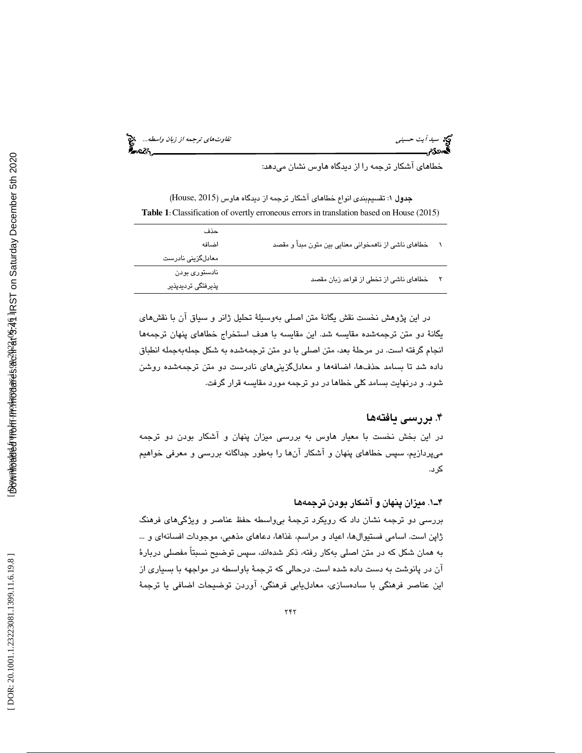خطاهای آشکار ترجمه را از دیدگاه هاوس نشان می‌دهد:

**جدول ۱**: تقسیم‌بندی انواع خطاهای آشکار ترجمه از دیدگاه هاوس (House, 2015)

**Table 1**: Classification of overtly erroneous errors in translation based on House (2015)

| | | |
|---|---|---|
| ۱ | خطاهای ناشی از ناهمخوانی معنایی بین متون مبدأ و مقصد | حذف<br>اضافه<br>معادل‌گزینی نادرست |
| ۲ | خطاهای ناشی از تخطی از قواعد زبان مقصد | نادستوری بودن<br>پذیرفتگی تردیدپذیر |

در این پژوهش نخست نقش یگانۀ متن اصلی به‌وسیلۀ تحلیل ژانر و سیاق آن با نقش‌های یگانۀ دو متن ترجمه‌شده مقایسه شد. این مقایسه با هدف استخراج خطاهای پنهان ترجمه‌ها انجام گرفته است. در مرحلۀ بعد، متن اصلی با دو متن ترجمه‌شده به شکل جمله‌به‌جمله انطباق داده شد تا بسامد حذف‌ها، اضافه‌ها و معادل‌گزینی‌های نادرست دو متن ترجمه‌شده روشن شود. و درنهایت بسامد کلی خطاها در دو ترجمه مورد مقایسه قرار گرفت.

## ۴. بررسی یافته‌ها

در این بخش نخست با معیار هاوس به بررسی میزان پنهان و آشکار بودن دو ترجمه می‌پردازیم، سپس خطاهای پنهان و آشکار آن‌ها را به‌طور جداگانه بررسی و معرفی خواهیم کرد.

### ۴ـ۱. میزان پنهان و آشکار بودن ترجمه‌ها

بررسی دو ترجمه نشان داد که رویکرد ترجمۀ بی‌واسطه حفظ عناصر و ویژگی‌های فرهنگ ژاپن است. اسامی فستیوال‌ها، اعیاد و مراسم، غذاها، دعاهای مذهبی، موجودات افسانه‌ای و ... به همان شکل که در متن اصلی به‌کار رفته، ذکر شده‌اند، سپس توضیح نسبتاً مفصلی دربارۀ آن در پانوشت به دست داده شده است. درحالی که ترجمۀ باواسطه در مواجهه با بسیاری از این عناصر فرهنگی با ساده‌سازی، معادل‌یابی فرهنگی، آوردن توضیحات اضافی یا ترجمۀ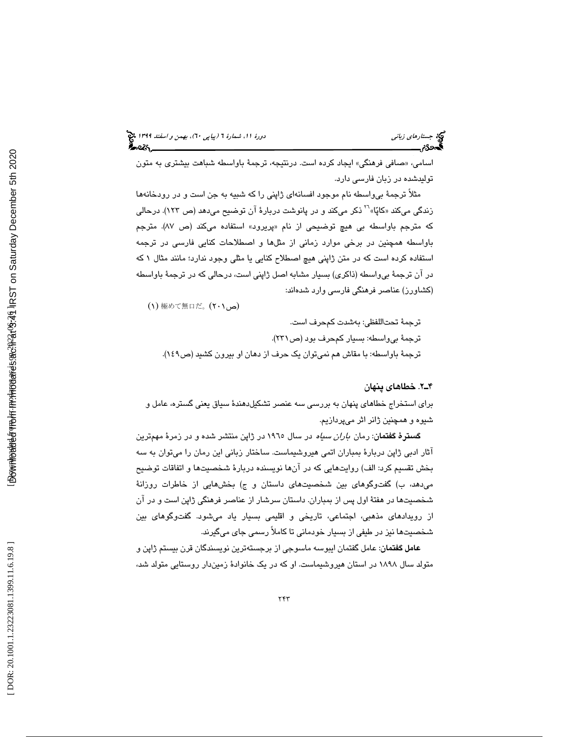اسامی، «صافی فرهنگی» ایجاد کرده است. درنتیجه، ترجمهٔ باواسطه شباهت بیشتری به متون تولیدشده در زبان فارسی دارد.

مثلاً ترجمهٔ بی‌واسطه نام موجود افسانه‌ای ژاپنی را که شبیه به جن است و در رودخانه‌ها زندگی می‌کند «کاپّا»[26] ذکر می‌کند و در پانوشت دربارهٔ آن توضیح می‌دهد (ص ۱۲۳). درحالی که مترجم باواسطه بی هیچ توضیحی از نام «پریرود» استفاده می‌کند (ص ۸۷). مترجم باواسطه همچنین در برخی موارد زمانی از مثل‌ها و اصطلاحات کنایی فارسی در ترجمه استفاده کرده است که در متن ژاپنی هیچ اصطلاح کنایی یا مثلی وجود ندارد؛ مانند مثال ۱ که در آن ترجمهٔ بی‌واسطه (ذاکری) بسیار مشابه اصل ژاپنی است، درحالی که در ترجمهٔ باواسطه (کشاورز) عناصر فرهنگی فارسی وارد شده‌اند:

(۱) 極めて無口だ。 (ص۲۰۱)

ترجمهٔ تحت‌اللفظی: به‌شدت کم‌حرف است.

ترجمهٔ بی‌واسطه: بسیار کم‌حرف بود (ص۲۳۱).

ترجمهٔ باواسطه: با مقاش هم نمی‌توان یک حرف از دهان او بیرون کشید (ص۱۴۹).

### ۴ـ۲. خطاهای پنهان

برای استخراج خطاهای پنهان به بررسی سه عنصر تشکیل‌دهندهٔ سیاق یعنی گستره، عامل و شیوه و همچنین ژانر اثر می‌پردازیم.

**گسترهٔ گفتمان**: رمان *باران سیاه* در سال ۱۹۶۵ در ژاپن منتشر شده و در زمرهٔ مهم‌ترین آثار ادبی ژاپن دربارهٔ بمباران اتمی هیروشیماست. ساختار زبانی این رمان را می‌توان به سه بخش تقسیم کرد: الف) روایت‌هایی که در آن‌ها نویسنده دربارهٔ شخصیت‌ها و اتفاقات توضیح می‌دهد، ب) گفت‌وگوهای بین شخصیت‌های داستان و ج) بخش‌هایی از خاطرات روزانهٔ شخصیت‌ها در هفتهٔ اول پس از بمباران. داستان سرشار از عناصر فرهنگی ژاپن است و در آن از رویدادهای مذهبی، اجتماعی، تاریخی و اقلیمی بسیار یاد می‌شود. گفت‌وگوهای بین شخصیت‌ها نیز در طیفی از بسیار خودمانی تا کاملاً رسمی جای می‌گیرند.

**عامل گفتمان**: عامل گفتمان ایبوسه ماسوجی از برجسته‌ترین نویسندگان قرن بیستم ژاپن و متولد سال ۱۸۹۸ در استان هیروشیماست. او که در یک خانوادهٔ زمین‌دار روستایی متولد شد،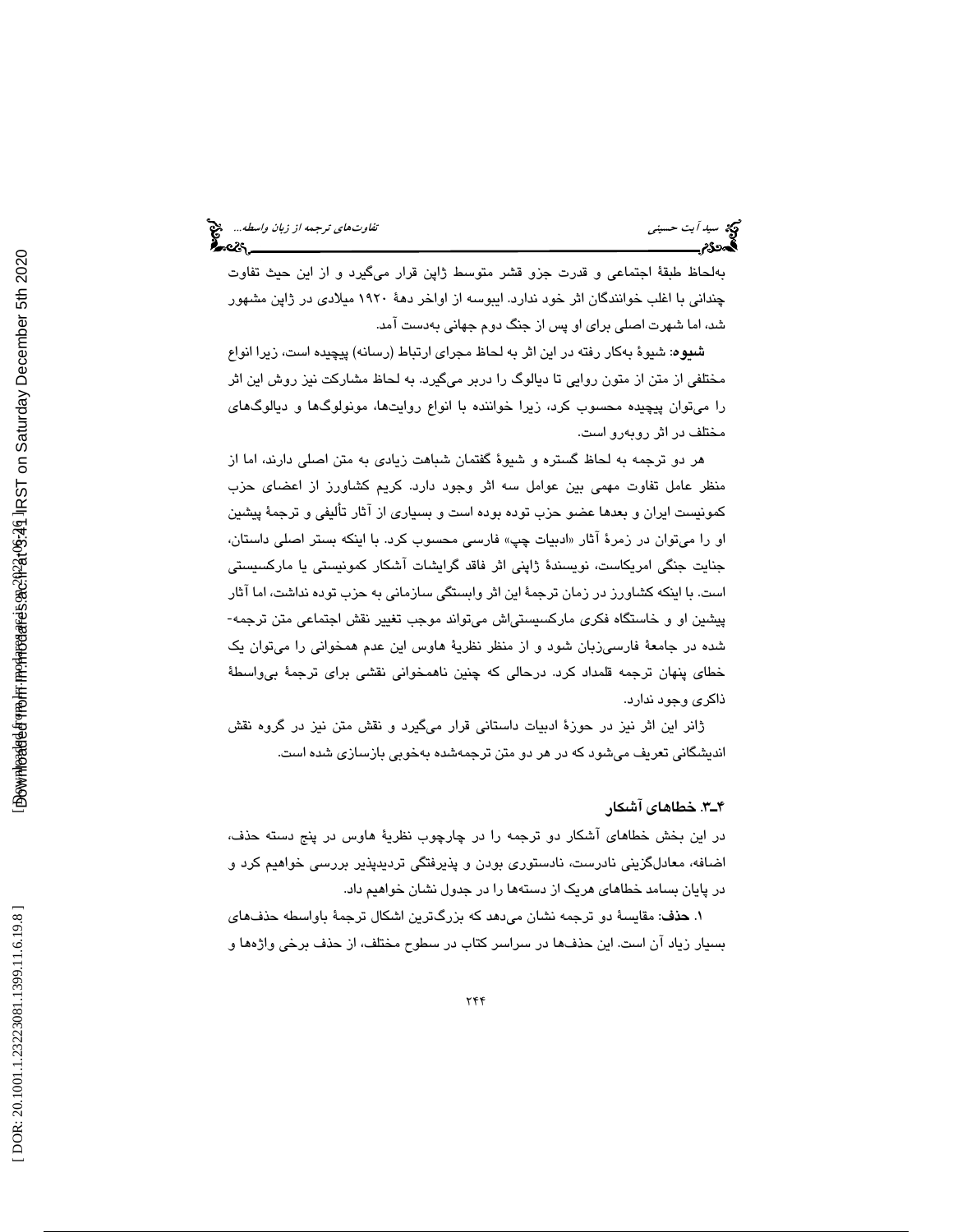به‌لحاظ طبقهٔ اجتماعی و قدرت جزو قشر متوسط ژاپن قرار می‌گیرد و از این حیث تفاوت چندانی با اغلب خوانندگان اثر خود ندارد. ایبوسه از اواخر دههٔ ۱۹۲۰ میلادی در ژاپن مشهور شد، اما شهرت اصلی برای او پس از جنگ دوم جهانی به‌دست آمد.

**شیوه**: شیوهٔ به‌کار رفته در این اثر به لحاظ مجرای ارتباط (رسانه) پیچیده است، زیرا انواع مختلفی از متن از متون روایی تا دیالوگ را دربر می‌گیرد. به لحاظ مشارکت نیز روش این اثر را می‌توان پیچیده محسوب کرد، زیرا خواننده با انواع روایت‌ها، مونولوگ‌ها و دیالوگ‌های مختلف در اثر روبه‌رو است.

هر دو ترجمه به لحاظ گستره و شیوهٔ گفتمان شباهت زیادی به متن اصلی دارند، اما از منظر عامل تفاوت مهمی بین عوامل سه اثر وجود دارد. کریم کشاورز از اعضای حزب کمونیست ایران و بعدها عضو حزب توده بوده است و بسیاری از آثار تألیفی و ترجمهٔ پیشین او را می‌توان در زمرهٔ آثار «ادبیات چپ» فارسی محسوب کرد. با اینکه بستر اصلی داستان، جنایت جنگی امریکاست، نویسندهٔ ژاپنی اثر فاقد گرایشات آشکار کمونیستی یا مارکسیستی است. با اینکه کشاورز در زمان ترجمهٔ این اثر وابستگی سازمانی به حزب توده نداشت، اما آثار پیشین او و خاستگاه فکری مارکسیستی‌اش می‌تواند موجب تغییر نقش اجتماعی متن ترجمه‌شده در جامعهٔ فارسی‌زبان شود و از منظر نظریهٔ هاوس این عدم همخوانی را می‌توان یک خطای پنهان ترجمه قلمداد کرد. درحالی که چنین ناهمخوانی نقشی برای ترجمهٔ بی‌واسطهٔ ذاکری وجود ندارد.

ژانر این اثر نیز در حوزهٔ ادبیات داستانی قرار می‌گیرد و نقش متن نیز در گروه نقش اندیشگانی تعریف می‌شود که در هر دو متن ترجمه‌شده به‌خوبی بازسازی شده است.

### ۴ـ۳. خطاهای آشکار

در این بخش خطاهای آشکار دو ترجمه را در چارچوب نظریهٔ هاوس در پنج دسته حذف، اضافه، معادل‌گزینی نادرست، نادستوری بودن و پذیرفتگی تردیدپذیر بررسی خواهیم کرد و در پایان بسامد خطاهای هریک از دسته‌ها را در جدول نشان خواهیم داد.

۱. **حذف**: مقایسهٔ دو ترجمه نشان می‌دهد که بزرگ‌ترین اشکال ترجمهٔ باواسطه حذف‌های بسیار زیاد آن است. این حذف‌ها در سراسر کتاب در سطوح مختلف، از حذف برخی واژه‌ها و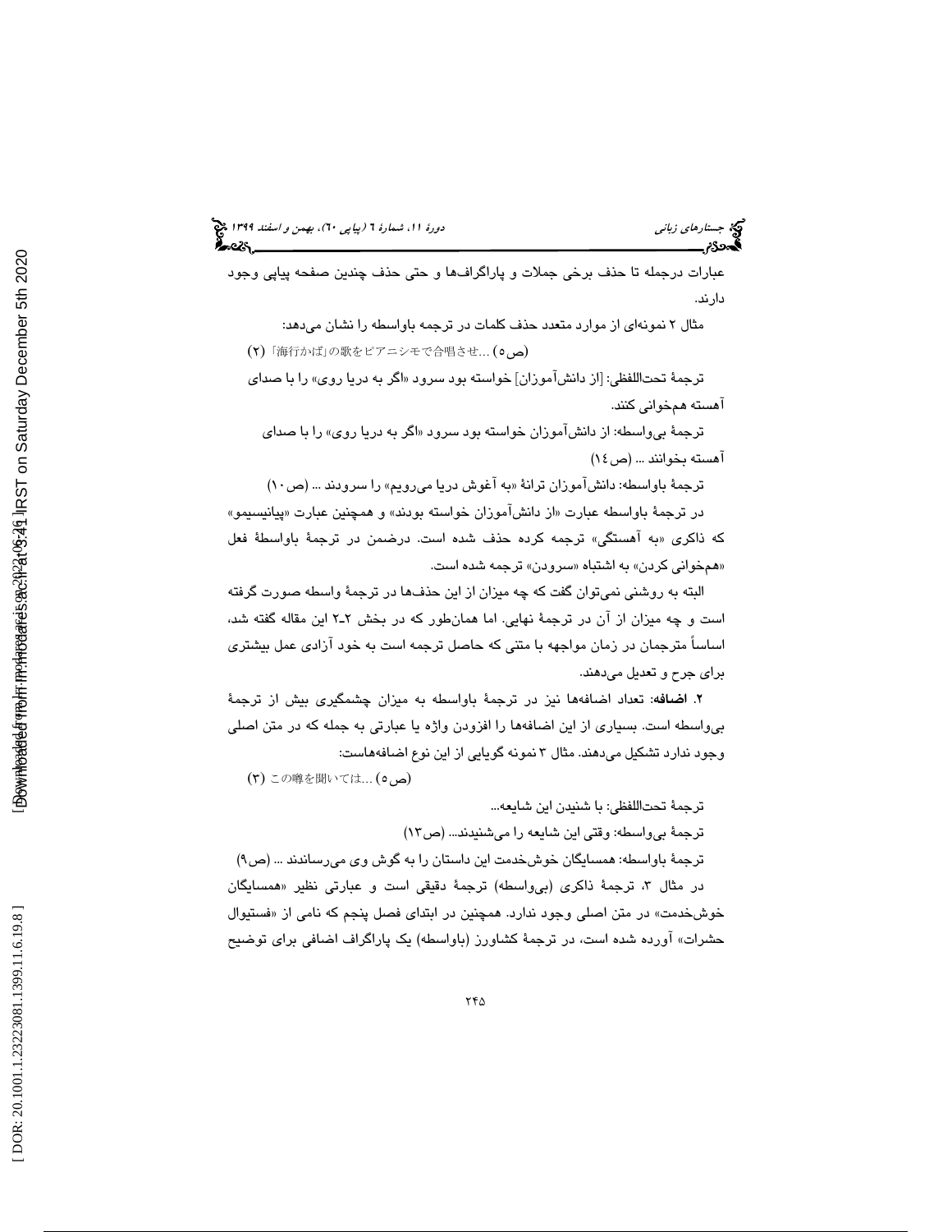عبارات درجمله تا حذف برخی جملات و پاراگراف‌ها و حتی حذف چندین صفحه پیاپی وجود دارند.

مثال ۲ نمونه‌ای از موارد متعدد حذف کلمات در ترجمه باواسطه را نشان می‌دهد:

(۲) 「海行かば」の歌をピアニシモで合唱させ... (ص۵)

ترجمهٔ تحت‌اللفظی: [از دانش‌آموزان] خواسته بود سرود «اگر به دریا روی» را با صدای آهسته هم‌خوانی کنند.

ترجمهٔ بی‌واسطه: از دانش‌آموزان خواسته بود سرود «اگر به دریا روی» را با صدای آهسته بخوانند ... (ص۱۴)

ترجمهٔ باواسطه: دانش‌آموزان ترانهٔ «به آغوش دریا می‌رویم» را سرودند ... (ص۱۰)

در ترجمهٔ باواسطه عبارت «از دانش‌آموزان خواسته بودند» و همچنین عبارت «پیانیسیمو» که ذاکری «به آهستگی» ترجمه کرده حذف شده است. درضمن در ترجمهٔ باواسطهٔ فعل «هم‌خوانی کردن» به اشتباه «سرودن» ترجمه شده است.

البته به روشنی نمی‌توان گفت که چه میزان از این حذف‌ها در ترجمهٔ واسطه صورت گرفته است و چه میزان از آن در ترجمهٔ نهایی. اما همان‌طور که در بخش ۲-۲ این مقاله گفته شد، اساساً مترجمان در زمان مواجهه با متنی که حاصل ترجمه است به خود آزادی عمل بیشتری برای جرح و تعدیل می‌دهند.

**۲. اضافه**: تعداد اضافه‌ها نیز در ترجمهٔ باواسطه به میزان چشمگیری بیش از ترجمهٔ بی‌واسطه است. بسیاری از این اضافه‌ها را افزودن واژه یا عبارتی به جمله که در متن اصلی وجود ندارد تشکیل می‌دهند. مثال ۳ نمونه گویایی از این نوع اضافه‌هاست:

(۳) この噂を聞いては... (ص۵)

ترجمهٔ تحت‌اللفظی: با شنیدن این شایعه...

ترجمهٔ بی‌واسطه: وقتی این شایعه را می‌شنیدند... (ص۱۳)

ترجمهٔ باواسطه: همسایگان خوش‌خدمت این داستان را به گوش وی می‌رساندند ... (ص۹)

در مثال ۳، ترجمهٔ ذاکری (بی‌واسطه) ترجمهٔ دقیقی است و عبارتی نظیر «همسایگان خوش‌خدمت» در متن اصلی وجود ندارد. همچنین در ابتدای فصل پنجم که نامی از «فستیوال حشرات» آورده شده است، در ترجمهٔ کشاورز (باواسطه) یک پاراگراف اضافی برای توضیح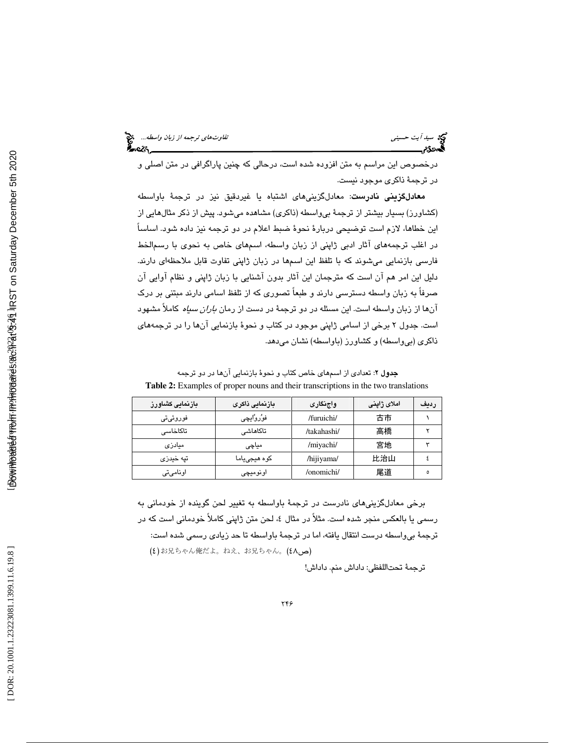درخصوص این مراسم به متن افزوده شده است، درحالی که چنین پاراگرافی در متن اصلی و در ترجمهٔ ذاکری موجود نیست.

**معادل‌گزینی نادرست**: معادل‌گزینی‌های اشتباه یا غیردقیق نیز در ترجمهٔ باواسطه (کشاورز) بسیار بیشتر از ترجمهٔ بی‌واسطه (ذاکری) مشاهده می‌شود. پیش از ذکر مثال‌هایی از این خطاها، لازم است توضیحی دربارهٔ نحوهٔ ضبط اعلام در دو ترجمه نیز داده شود. اساساً در اغلب ترجمه‌های آثار ادبی ژاپنی از زبان واسطه، اسم‌های خاص به نحوی با رسم‌الخط فارسی بازنمایی می‌شوند که با تلفظ این اسم‌ها در زبان ژاپنی تفاوت قابل ملاحظه‌ای دارند. دلیل این امر هم آن است که مترجمان این آثار بدون آشنایی با زبان ژاپنی و نظام آوایی آن صرفاً به زبان واسطه دسترسی دارند و طبعاً تصوری که از تلفظ اسامی دارند مبتنی بر درک آن‌ها از زبان واسطه است. این مسئله در دو ترجمهٔ در دست از رمان *باران سیاه* کاملاً مشهود است. جدول ۲ برخی از اسامی ژاپنی موجود در کتاب و نحوهٔ بازنمایی آن‌ها را در ترجمه‌های ذاکری (بی‌واسطه) و کشاورز (باواسطه) نشان می‌دهد.

**جدول ۲**: تعدادی از اسم‌های خاص کتاب و نحوهٔ بازنمایی آن‌ها در دو ترجمه

**Table 2:** Examples of proper nouns and their transcriptions in the two translations

| ردیف | املای ژاپنی | واج‌نگاری | بازنمایی ذاکری | بازنمایی کشاورز |
|---|---|---|---|---|
| ۱ | 古市 | /furuichi/ | فوُروُایچی | فوروئی‌تی |
| ۲ | 高橋 | /takahashi/ | تاکاهاشی | تاکاخاسی |
| ۳ | 宮地 | /miyachi/ | میاچی | میادزی |
| ٤ | 比治山 | /hijiyama/ | کوه هیجی‌یاما | تپه خیدزی |
| ٥ | 尾道 | /onomichi/ | اونومیچی | اونامی‌تی |

برخی معادل‌گزینی‌های نادرست در ترجمهٔ باواسطه به تغییر لحن گوینده از خودمانی به رسمی یا بالعکس منجر شده است. مثلاً در مثال ٤، لحن متن ژاپنی کاملاً خودمانی است که در ترجمهٔ بی‌واسطه درست انتقال یافته، اما در ترجمهٔ باواسطه تا حد زیادی رسمی شده است:

(٤) お兄ちゃん俺だよ。ねえ、お兄ちゃん。(ص٤٨)

ترجمهٔ تحت‌اللفظی: داداش منم. داداش!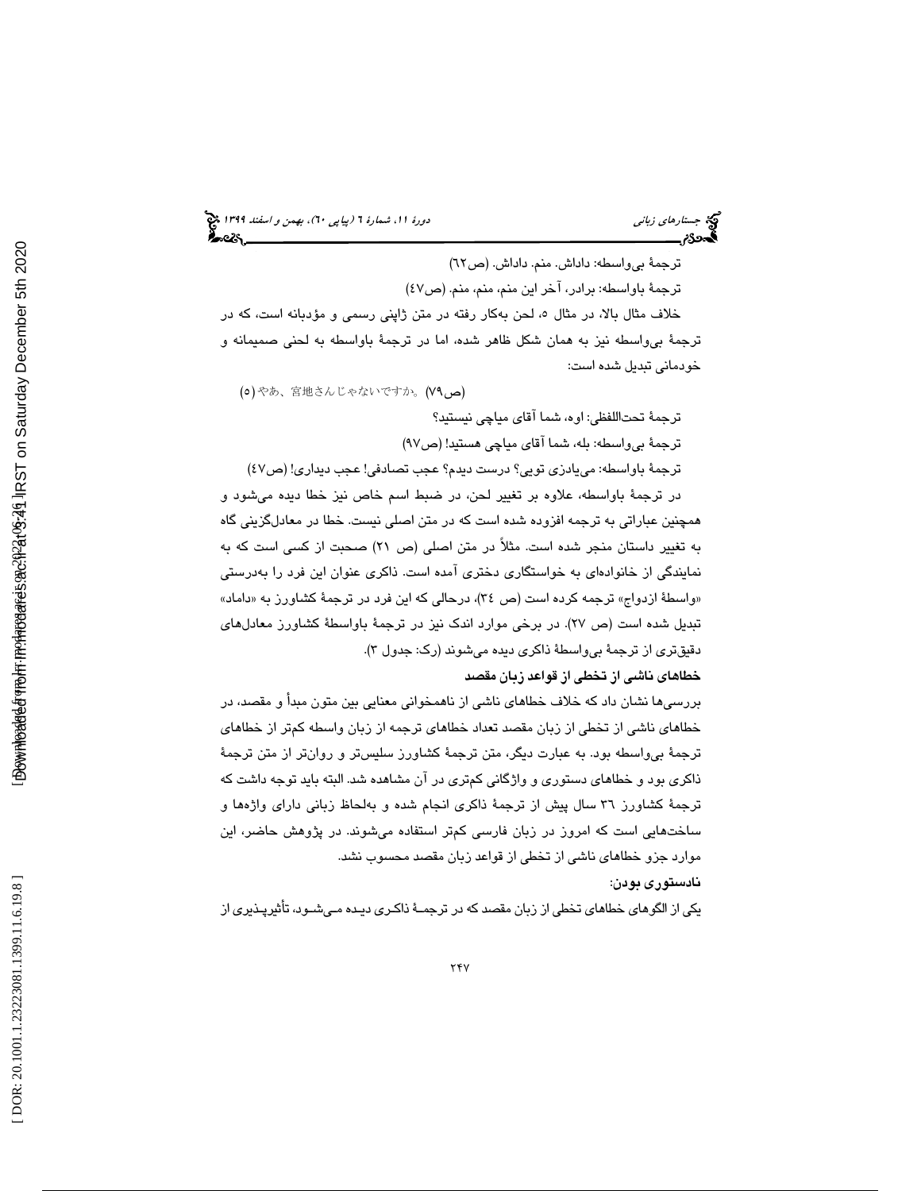ترجمهٔ بی‌واسطه: داداش. منم. داداش. (ص٦٢)

ترجمهٔ باواسطه: برادر، آخر این منم، منم، منم. (ص٤٧)

خلاف مثال بالا، در مثال ٥، لحن به‌کار رفته در متن ژاپنی رسمی و مؤدبانه است، که در ترجمهٔ بی‌واسطه نیز به همان شکل ظاهر شده، اما در ترجمهٔ باواسطه به لحنی صمیمانه و خودمانی تبدیل شده است:

(٥) やあ、宮地さんじゃないですか。(ص٧٩)

ترجمهٔ تحت‌اللفظی: اوه، شما آقای میاچی نیستید؟

ترجمهٔ بی‌واسطه: بله، شما آقای میاچی هستید! (ص٩٧)

ترجمهٔ باواسطه: می‌یادزی تویی؟ درست دیدم؟ عجب تصادفی! عجب دیداری! (ص٤٧)

در ترجمهٔ باواسطه، علاوه بر تغییر لحن، در ضبط اسم خاص نیز خطا دیده می‌شود و همچنین عباراتی به ترجمه افزوده شده است که در متن اصلی نیست. خطا در معادل‌گزینی گاه به تغییر داستان منجر شده است. مثلاً در متن اصلی (ص ٢١) صحبت از کسی است که به نمایندگی از خانواده‌ای به خواستگاری دختری آمده است. ذاکری عنوان این فرد را به‌درستی «واسطهٔ ازدواج» ترجمه کرده است (ص ٣٤)، درحالی که این فرد در ترجمهٔ کشاورز به «داماد» تبدیل شده است (ص ٢٧). در برخی موارد اندک نیز در ترجمهٔ باواسطهٔ کشاورز معادل‌های دقیق‌تری از ترجمهٔ بی‌واسطهٔ ذاکری دیده می‌شوند (رک: جدول ٣).

### خطاهای ناشی از تخطی از قواعد زبان مقصد

بررسی‌ها نشان داد که خلاف خطاهای ناشی از ناهمخوانی معنایی بین متون مبدأ و مقصد، در خطاهای ناشی از تخطی از زبان مقصد تعداد خطاهای ترجمه از زبان واسطه کم‌تر از خطاهای ترجمهٔ بی‌واسطه بود. به عبارت دیگر، متن ترجمهٔ کشاورز سلیس‌تر و روان‌تر از متن ترجمهٔ ذاکری بود و خطاهای دستوری و واژگانی کم‌تری در آن مشاهده شد. البته باید توجه داشت که ترجمهٔ کشاورز ٣٦ سال پیش از ترجمهٔ ذاکری انجام شده و به‌لحاظ زبانی دارای واژه‌ها و ساخت‌هایی است که امروز در زبان فارسی کم‌تر استفاده می‌شوند. در پژوهش حاضر، این موارد جزو خطاهای ناشی از تخطی از قواعد زبان مقصد محسوب نشد.

**نادستوری بودن:**

یکی از الگوهای خطاهای تخطی از زبان مقصد که در ترجمهٔ ذاکری دیده می‌شود، تأثیرپذیری از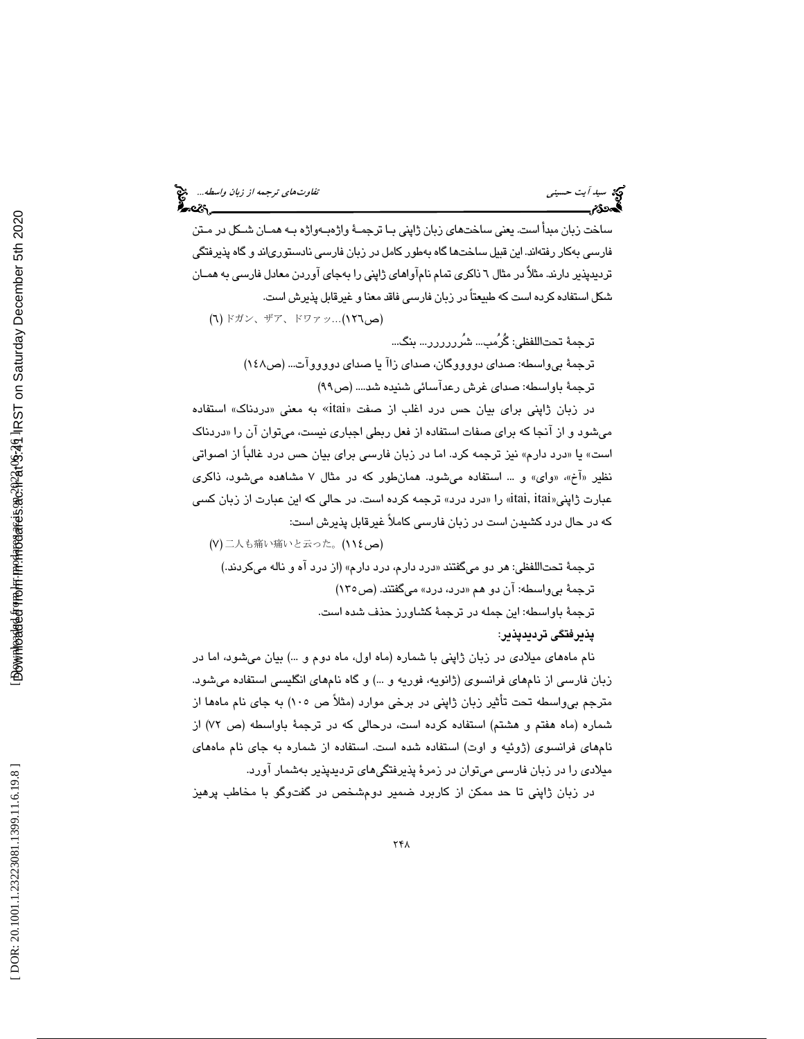ساخت زبان مبدأ است. یعنی ساخت‌های زبان ژاپنی بـا ترجمـهٔ واژه‌بـه‌واژه بـه همـان شـکل در مـتن فارسی به‌کار رفته‌اند. این قبیل ساخت‌ها گاه به‌طور کامل در زبان فارسی نادستوری‌اند و گاه پذیرفتگی تردیدپذیر دارند. مثلاً در مثال ٦ ذاکری تمام نام‌آواهای ژاپنی را به‌جای آوردن معادل فارسی به همـان شکل استفاده کرده است که طبیعتاً در زبان فارسی فاقد معنا و غیرقابل پذیرش است.

(٦) ドガン、ザア、ドワァッ…(ص١٢٦)

ترجمهٔ تحت‌اللفظی: گُرُمب... شُرررررر... بنگ...

ترجمهٔ بی‌واسطه: صدای دووووگان، صدای زاآ یا صدای دووووآت... (ص١٤٨)

ترجمهٔ باواسطه: صدای غرش رعدآسائی شنیده شد.... (ص٩٩)

در زبان ژاپنی برای بیان حس درد اغلب از صفت «itai» به معنی «دردناک» استفاده می‌شود و از آنجا که برای صفات استفاده از فعل ربطی اجباری نیست، می‌توان آن را «دردناک است» یا «درد دارم» نیز ترجمه کرد. اما در زبان فارسی برای بیان حس درد غالباً از اصواتی نظیر «آخ»، «وای» و ... استفاده می‌شود. همان‌طور که در مثال ٧ مشاهده می‌شود، ذاکری عبارت ژاپنی«itai, itai» را «درد درد» ترجمه کرده است. در حالی که این عبارت از زبان کسی که در حال درد کشیدن است در زبان فارسی کاملاً غیرقابل پذیرش است:

(٧) 二人も痛い痛いと云った。(ص١١٤)

ترجمهٔ تحت‌اللفظی: هر دو می‌گفتند «درد دارم، درد دارم» (از درد آه و ناله می‌کردند.)

ترجمهٔ بی‌واسطه: آن دو هم «درد، درد» می‌گفتند. (ص١٣٥)

ترجمهٔ باواسطه: این جمله در ترجمهٔ کشاورز حذف شده است.

**پذیرفتگی تردیدپذیر:**

نام ماه‌های میلادی در زبان ژاپنی با شماره (ماه اول، ماه دوم و ...) بیان می‌شود، اما در زبان فارسی از نام‌های فرانسوی (ژانویه، فوریه و ...) و گاه نام‌های انگلیسی استفاده می‌شود. مترجم بی‌واسطه تحت تأثیر زبان ژاپنی در برخی موارد (مثلاً ص ١٠٥) به جای نام ماه‌ها از شماره (ماه هفتم و هشتم) استفاده کرده است، درحالی که در ترجمهٔ باواسطه (ص ٧٢) از نام‌های فرانسوی (ژوئیه و اوت) استفاده شده است. استفاده از شماره به جای نام ماه‌های میلادی را در زبان فارسی می‌توان در زمرهٔ پذیرفتگی‌های تردیدپذیر به‌شمار آورد.

در زبان ژاپنی تا حد ممکن از کاربرد ضمیر دوم‌شخص در گفت‌وگو با مخاطب پرهیز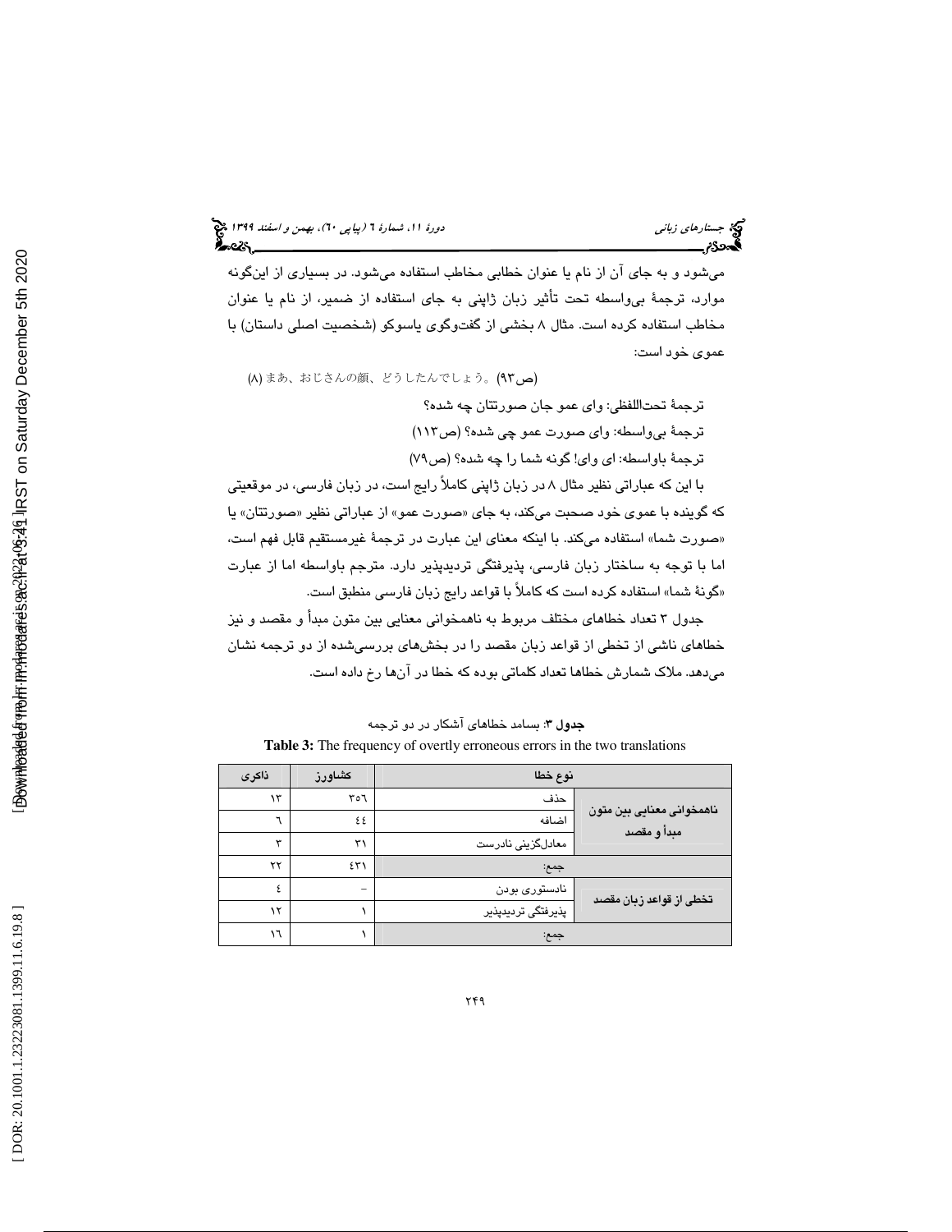می‌شود و به جای آن از نام یا عنوان خطابی مخاطب استفاده می‌شود. در بسیاری از این‌گونه موارد، ترجمهٔ بی‌واسطه تحت تأثیر زبان ژاپنی به جای استفاده از ضمیر، از نام یا عنوان مخاطب استفاده کرده است. مثال ۸ بخشی از گفت‌وگوی یاسوکو (شخصیت اصلی داستان) با عموی خود است:

(۸) まあ、おじさんの顔、どうしたんでしょう。(ص۹۳)

ترجمهٔ تحت‌اللفظی: وای عمو جان صورتتان چه شده؟

ترجمهٔ بی‌واسطه: وای صورت عمو چی شده؟ (ص۱۱۳)

ترجمهٔ باواسطه: ای وای! گونه شما را چه شده؟ (ص۷۹)

با این که عباراتی نظیر مثال ۸ در زبان ژاپنی کاملاً رایج است، در زبان فارسی، در موقعیتی که گوینده با عموی خود صحبت می‌کند، به جای «صورت عمو» از عباراتی نظیر «صورتتان» یا «صورت شما» استفاده می‌کند. با اینکه معنای این عبارت در ترجمهٔ غیرمستقیم قابل فهم است، اما با توجه به ساختار زبان فارسی، پذیرفتگی تردیدپذیر دارد. مترجم باواسطه اما از عبارت «گونهٔ شما» استفاده کرده است که کاملاً با قواعد رایج زبان فارسی منطبق است.

جدول ۳ تعداد خطاهای مختلف مربوط به ناهمخوانی معنایی بین متون مبدأ و مقصد و نیز خطاهای ناشی از تخطی از قواعد زبان مقصد را در بخش‌های بررسی‌شده از دو ترجمه نشان می‌دهد. ملاک شمارش خطاها تعداد کلماتی بوده که خطا در آن‌ها رخ داده است.

**جدول ۳**: بسامد خطاهای آشکار در دو ترجمه

**Table 3:** The frequency of overtly erroneous errors in the two translations

| نوع خطا | | کشاورز | ذاکری |
|---|---|---|---|
| ناهمخوانی معنایی بین متون مبدأ و مقصد | حذف | ۳۵۶ | ۱۳ |
| | اضافه | ۴۴ | ۶ |
| | معادل‌گزینی نادرست | ۳۱ | ۳ |
| جمع: | | ۴۳۱ | ۲۲ |
| تخطی از قواعد زبان مقصد | نادستوری بودن | – | ۴ |
| | پذیرفتگی تردیدپذیر | ۱ | ۱۲ |
| جمع: | | ۱ | ۱۶ |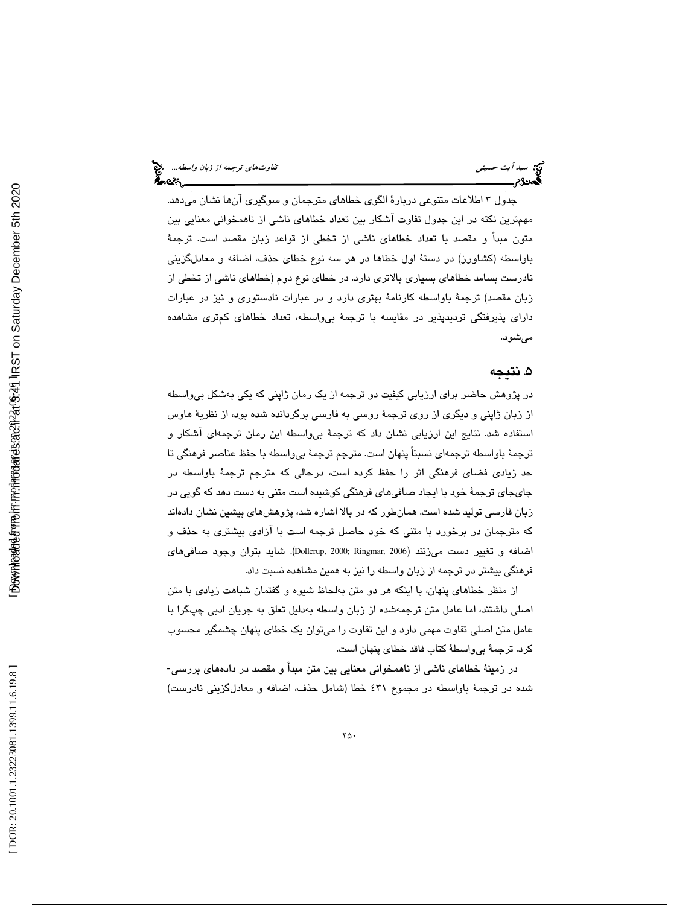جدول ۳ اطلاعات متنوعی دربارهٔ الگوی خطاهای مترجمان و سوگیری آن‌ها نشان می‌دهد. مهم‌ترین نکته در این جدول تفاوت آشکار بین تعداد خطاهای ناشی از ناهمخوانی معنایی بین متون مبدأ و مقصد با تعداد خطاهای ناشی از تخطی از قواعد زبان مقصد است. ترجمهٔ باواسطه (کشاورز) در دستهٔ اول خطاها در هر سه نوع خطای حذف، اضافه و معادل‌گزینی نادرست بسامد خطاهای بسیاری بالاتری دارد. در خطای نوع دوم (خطاهای ناشی از تخطی از زبان مقصد) ترجمهٔ باواسطه کارنامهٔ بهتری دارد و در عبارات نادستوری و نیز در عبارات دارای پذیرفتگی تردیدپذیر در مقایسه با ترجمهٔ بی‌واسطه، تعداد خطاهای کم‌تری مشاهده می‌شود.

## ۵. نتیجه

در پژوهش حاضر برای ارزیابی کیفیت دو ترجمه از یک رمان ژاپنی که یکی به‌شکل بی‌واسطه از زبان ژاپنی و دیگری از روی ترجمهٔ روسی به فارسی برگردانده شده بود، از نظریهٔ هاوس استفاده شد. نتایج این ارزیابی نشان داد که ترجمهٔ بی‌واسطه این رمان ترجمه‌ای آشکار و ترجمهٔ باواسطه ترجمه‌ای نسبتاً پنهان است. مترجم ترجمهٔ بی‌واسطه با حفظ عناصر فرهنگی تا حد زیادی فضای فرهنگی اثر را حفظ کرده است، درحالی که مترجم ترجمهٔ باواسطه در جای‌جای ترجمهٔ خود با ایجاد صافی‌های فرهنگی کوشیده است متنی به دست دهد که گویی در زبان فارسی تولید شده است. همان‌طور که در بالا اشاره شد، پژوهش‌های پیشین نشان داده‌اند که مترجمان در برخورد با متنی که خود حاصل ترجمه است با آزادی بیشتری به حذف و اضافه و تغییر دست می‌زنند (Dollerup, 2000; Ringmar, 2006). شاید بتوان وجود صافی‌های فرهنگی بیشتر در ترجمه از زبان واسطه را نیز به همین مشاهده نسبت داد.

از منظر خطاهای پنهان، با اینکه هر دو متن به‌لحاظ شیوه و گفتمان شباهت زیادی با متن اصلی داشتند، اما عامل متن ترجمه‌شده از زبان واسطه به‌دلیل تعلق به جریان ادبی چپ‌گرا با عامل متن اصلی تفاوت مهمی دارد و این تفاوت را می‌توان یک خطای پنهان چشمگیر محسوب کرد. ترجمهٔ بی‌واسطهٔ کتاب فاقد خطای پنهان است.

در زمینهٔ خطاهای ناشی از ناهمخوانی معنایی بین متن مبدأ و مقصد در داده‌های بررسی‌شده در ترجمهٔ باواسطه در مجموع ۴۳۱ خطا (شامل حذف، اضافه و معادل‌گزینی نادرست)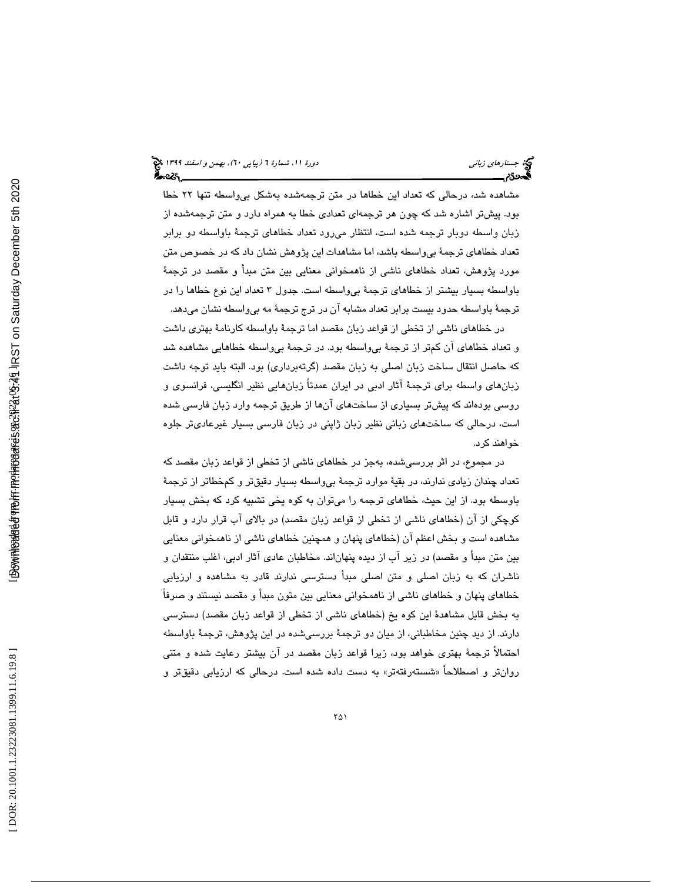مشاهده شد، درحالی که تعداد این خطاها در متن ترجمه‌شده به‌شکل بی‌واسطه تنها ۲۲ خطا بود. پیش‌تر اشاره شد که چون هر ترجمه‌ای تعدادی خطا به همراه دارد و متن ترجمه‌شده از زبان واسطه دوبار ترجمه شده است، انتظار می‌رود تعداد خطاهای ترجمهٔ باواسطه دو برابر تعداد خطاهای ترجمهٔ بی‌واسطه باشد، اما مشاهدات این پژوهش نشان داد که در خصوص متن مورد پژوهش، تعداد خطاهای ناشی از ناهمخوانی معنایی بین متن مبدأ و مقصد در ترجمهٔ باواسطه بسیار بیشتر از خطاهای ترجمهٔ بی‌واسطه است. جدول ۳ تعداد این نوع خطاها را در ترجمهٔ باواسطه حدود بیست برابر تعداد مشابه آن در ترج ترجمهٔ مه بی‌واسطه نشان می‌دهد.

در خطاهای ناشی از تخطی از قواعد زبان مقصد اما ترجمهٔ باواسطه کارنامهٔ بهتری داشت و تعداد خطاهای آن کم‌تر از ترجمهٔ بی‌واسطه بود. در ترجمهٔ بی‌واسطه خطاهایی مشاهده شد که حاصل انتقال ساخت زبان اصلی به زبان مقصد (گرته‌برداری) بود. البته باید توجه داشت زبان‌های واسطه برای ترجمهٔ آثار ادبی در ایران عمدتاً زبان‌هایی نظیر انگلیسی، فرانسوی و روسی بوده‌اند که پیش‌تر بسیاری از ساخت‌های آن‌ها از طریق ترجمه وارد زبان فارسی شده است، درحالی که ساخت‌های زبانی نظیر زبان ژاپنی در زبان فارسی بسیار غیرعادی‌تر جلوه خواهند کرد.

در مجموع، در اثر بررسی‌شده، به‌جز در خطاهای ناشی از تخطی از قواعد زبان مقصد که تعداد چندان زیادی ندارند، در بقیهٔ موارد ترجمهٔ بی‌واسطه بسیار دقیق‌تر و کم‌خطاتر از ترجمهٔ باوسطه بود. از این حیث، خطاهای ترجمه را می‌توان به کوه یخی تشبیه کرد که بخش بسیار کوچکی از آن (خطاهای ناشی از تخطی از قواعد زبان مقصد) در بالای آب قرار دارد و قابل مشاهده است و بخش اعظم آن (خطاهای پنهان و همچنین خطاهای ناشی از ناهمخوانی معنایی بین متن مبدأ و مقصد) در زیر آب از دیده پنهان‌اند. مخاطبان عادی آثار ادبی، اغلب منتقدان و ناشران که به زبان اصلی و متن اصلی مبدأ دسترسی ندارند قادر به مشاهده و ارزیابی خطاهای پنهان و خطاهای ناشی از ناهمخوانی معنایی بین متون مبدأ و مقصد نیستند و صرفاً به بخش قابل مشاهدهٔ این کوه یخ (خطاهای ناشی از تخطی از قواعد زبان مقصد) دسترسی دارند. از دید چنین مخاطبانی، از میان دو ترجمهٔ بررسی‌شده در این پژوهش، ترجمهٔ باواسطه احتمالاً ترجمهٔ بهتری خواهد بود، زیرا قواعد زبان مقصد در آن بیشتر رعایت شده و متنی روان‌تر و اصطلاحاً «شسته‌رفته‌تر» به دست داده شده است. درحالی که ارزیابی دقیق‌تر و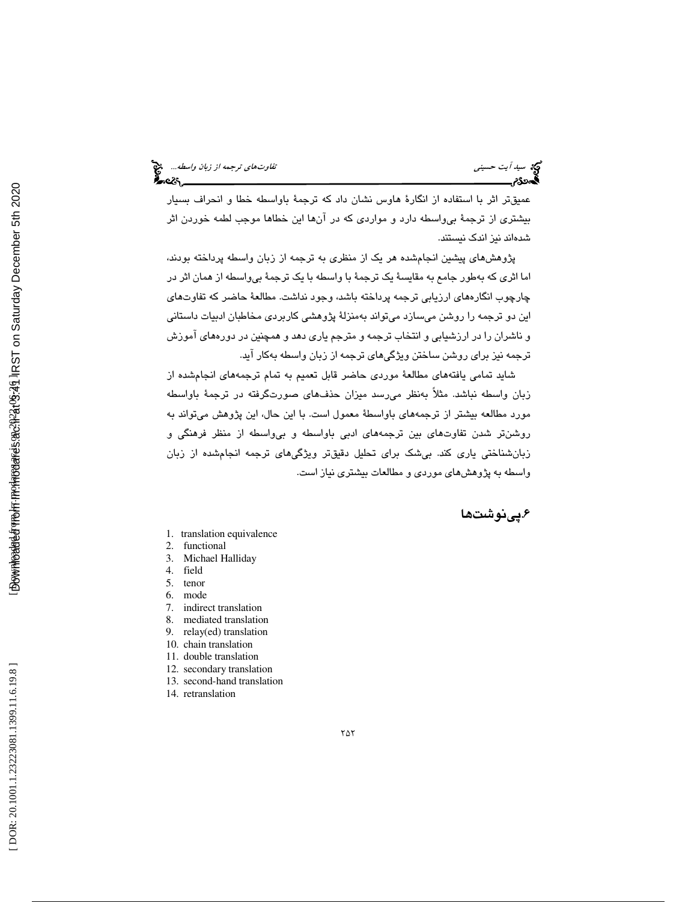عمیق‌تر اثر با استفاده از انگارهٔ هاوس نشان داد که ترجمهٔ باواسطه خطا و انحراف بسیار بیشتری از ترجمهٔ بی‌واسطه دارد و مواردی که در آن‌ها این خطاها موجب لطمه خوردن اثر شده‌اند نیز اندک نیستند.

پژوهش‌های پیشین انجام‌شده هر یک از منظری به ترجمه از زبان واسطه پرداخته بودند، اما اثری که به‌طور جامع به مقایسهٔ یک ترجمهٔ با واسطه با یک ترجمهٔ بی‌واسطه از همان اثر در چارچوب انگاره‌های ارزیابی ترجمه پرداخته باشد، وجود نداشت. مطالعهٔ حاضر که تفاوت‌های این دو ترجمه را روشن می‌سازد به‌منزلهٔ پژوهشی کاربردی مخاطبان ادبیات داستانی و ناشران را در ارزشیابی و انتخاب ترجمه و مترجم یاری دهد و همچنین در دوره‌های آموزش ترجمه نیز برای روشن ساختن ویژگی‌های ترجمه از زبان واسطه به‌کار آید.

شاید تمامی یافته‌های مطالعهٔ موردی حاضر قابل تعمیم به تمام ترجمه‌های انجام‌شده از زبان واسطه نباشد. مثلاً به‌نظر می‌رسد میزان حذف‌های صورت‌گرفته در ترجمهٔ باواسطه مورد مطالعه بیشتر از ترجمه‌های باواسطهٔ معمول است. با این حال، این پژوهش می‌تواند به روشن‌تر شدن تفاوت‌های بین ترجمه‌های ادبی باواسطه و بی‌واسطه از منظر فرهنگی و زبان‌شناختی یاری کند. بی‌شک برای تحلیل دقیق‌تر ویژگی‌های ترجمه انجام‌شده از زبان واسطه به پژوهش‌های موردی و مطالعات بیشتری نیاز است.

## ۶. پی‌نوشت‌ها

1. translation equivalence
2. functional
3. Michael Halliday
4. field
5. tenor
6. mode
7. indirect translation
8. mediated translation
9. relay(ed) translation
10. chain translation
11. double translation
12. secondary translation
13. second-hand translation
14. retranslation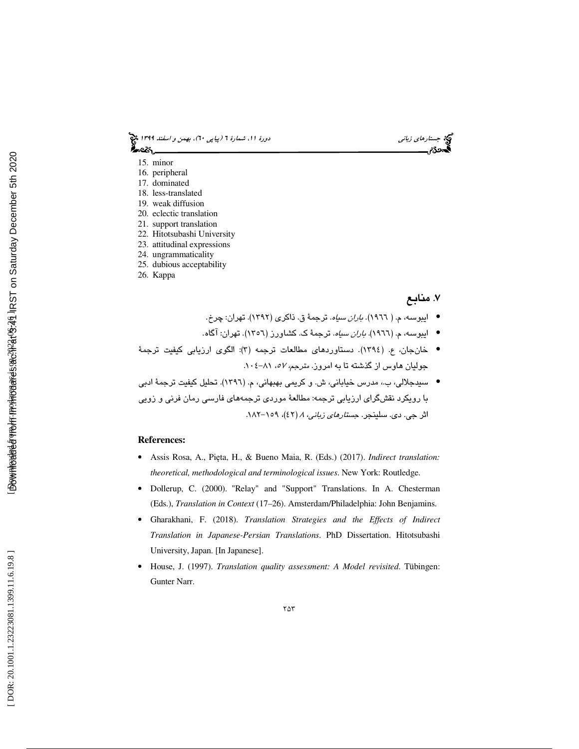15. minor
16. peripheral
17. dominated
18. less-translated
19. weak diffusion
20. eclectic translation
21. support translation
22. Hitotsubashi University
23. attitudinal expressions
24. ungrammaticality
25. dubious acceptability
26. Kappa

## ۷. منابع

- ایبوسه، م. ( ۱۹٦٦). *باران سیاه*. ترجمهٔ ق. ذاکری (۱۳۹۲). تهران: چرخ.
- ایبوسه، م. (۱۹٦٦). *باران سیاه*. ترجمهٔ ک. کشاورز (۱۳٥٦). تهران: آگاه.
- خان‌جان، ع. (۱۳۹٤). دستاوردهای مطالعات ترجمه (۳): الگوی ارزیابی کیفیت ترجمهٔ جولیان هاوس از گذشته تا به امروز. مترجم، *٥٧*، ۸۱-۱۰٤.
- سیدجلالی، ب.، مدرس خیابانی، ش. و کریمی بهبهانی، م. (۱۳۹٦). تحلیل کیفیت ترجمهٔ ادبی با رویکرد نقش‌گرای ارزیابی ترجمه: مطالعهٔ موردی ترجمه‌های فارسی رمان فرنی و زویی اثر جی. دی. سلینجر. *جستارهای زبانی*، *۸* (٤۲)، ۱٥۹-۱۸۲.

**References:**

- Assis Rosa, A., Pięta, H., & Bueno Maia, R. (Eds.) (2017). *Indirect translation: theoretical, methodological and terminological issues*. New York: Routledge.
- Dollerup, C. (2000). "Relay" and "Support" Translations. In A. Chesterman (Eds.), *Translation in Context* (17–26). Amsterdam/Philadelphia: John Benjamins.
- Gharakhani, F. (2018). *Translation Strategies and the Effects of Indirect Translation in Japanese-Persian Translations*. PhD Dissertation. Hitotsubashi University, Japan. [In Japanese].
- House, J. (1997). *Translation quality assessment: A Model revisited*. Tübingen: Gunter Narr.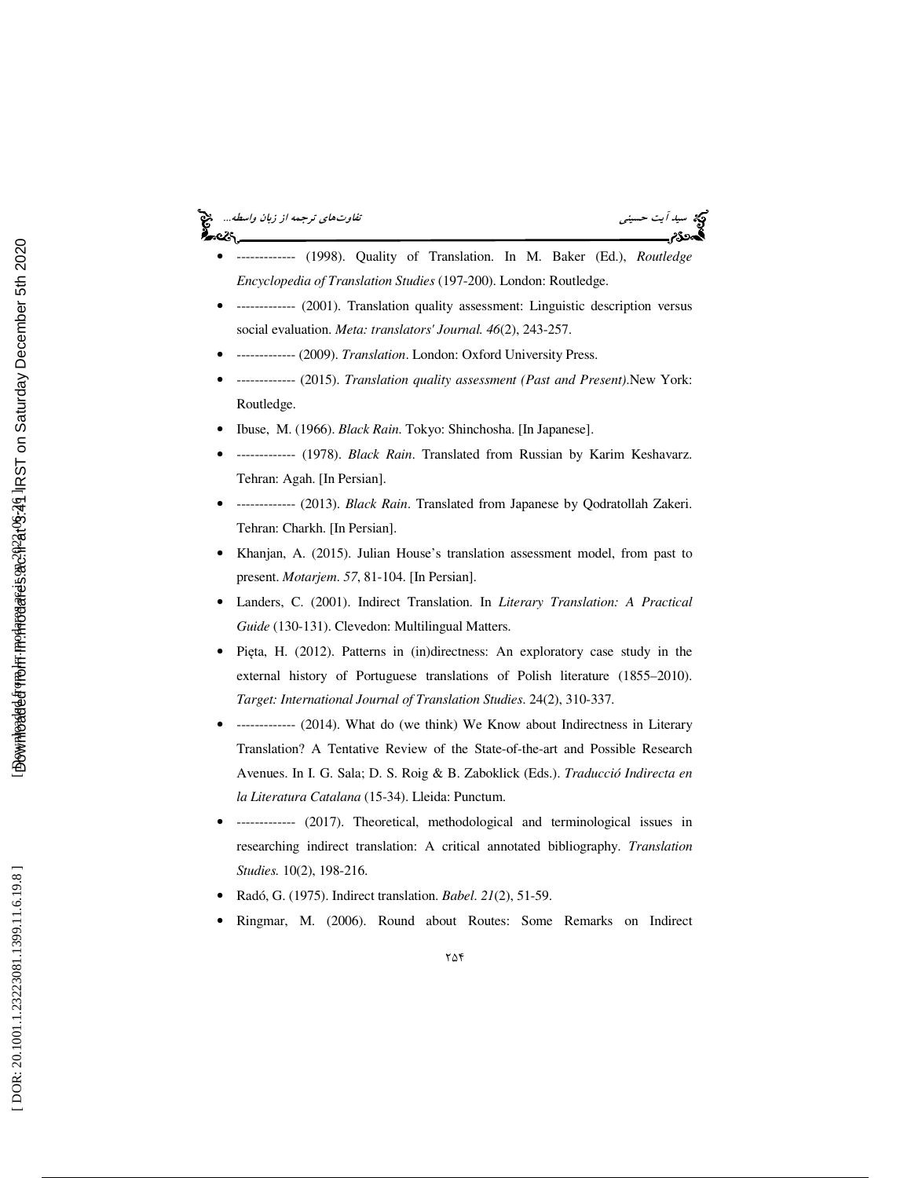- ------------- (1998). Quality of Translation. In M. Baker (Ed.), *Routledge Encyclopedia of Translation Studies* (197-200). London: Routledge.
- ------------- (2001). Translation quality assessment: Linguistic description versus social evaluation. *Meta: translators' Journal. 46*(2), 243-257.
- ------------- (2009). *Translation*. London: Oxford University Press.
- ------------- (2015). *Translation quality assessment (Past and Present)*.New York: Routledge.
- Ibuse, M. (1966). *Black Rain*. Tokyo: Shinchosha. [In Japanese].
- ------------- (1978). *Black Rain*. Translated from Russian by Karim Keshavarz. Tehran: Agah. [In Persian].
- ------------- (2013). *Black Rain*. Translated from Japanese by Qodratollah Zakeri. Tehran: Charkh. [In Persian].
- Khanjan, A. (2015). Julian House's translation assessment model, from past to present. *Motarjem*. *57*, 81-104. [In Persian].
- Landers, C. (2001). Indirect Translation. In *Literary Translation: A Practical Guide* (130-131). Clevedon: Multilingual Matters.
- Pięta, H. (2012). Patterns in (in)directness: An exploratory case study in the external history of Portuguese translations of Polish literature (1855–2010). *Target: International Journal of Translation Studies*. 24(2), 310-337.
- ------------- (2014). What do (we think) We Know about Indirectness in Literary Translation? A Tentative Review of the State-of-the-art and Possible Research Avenues. In I. G. Sala; D. S. Roig & B. Zaboklick (Eds.). *Traducció Indirecta en la Literatura Catalana* (15-34). Lleida: Punctum.
- ------------- (2017). Theoretical, methodological and terminological issues in researching indirect translation: A critical annotated bibliography. *Translation Studies.* 10(2), 198-216.
- Radó, G. (1975). Indirect translation. *Babel*. *21*(2), 51-59.
- Ringmar, M. (2006). Round about Routes: Some Remarks on Indirect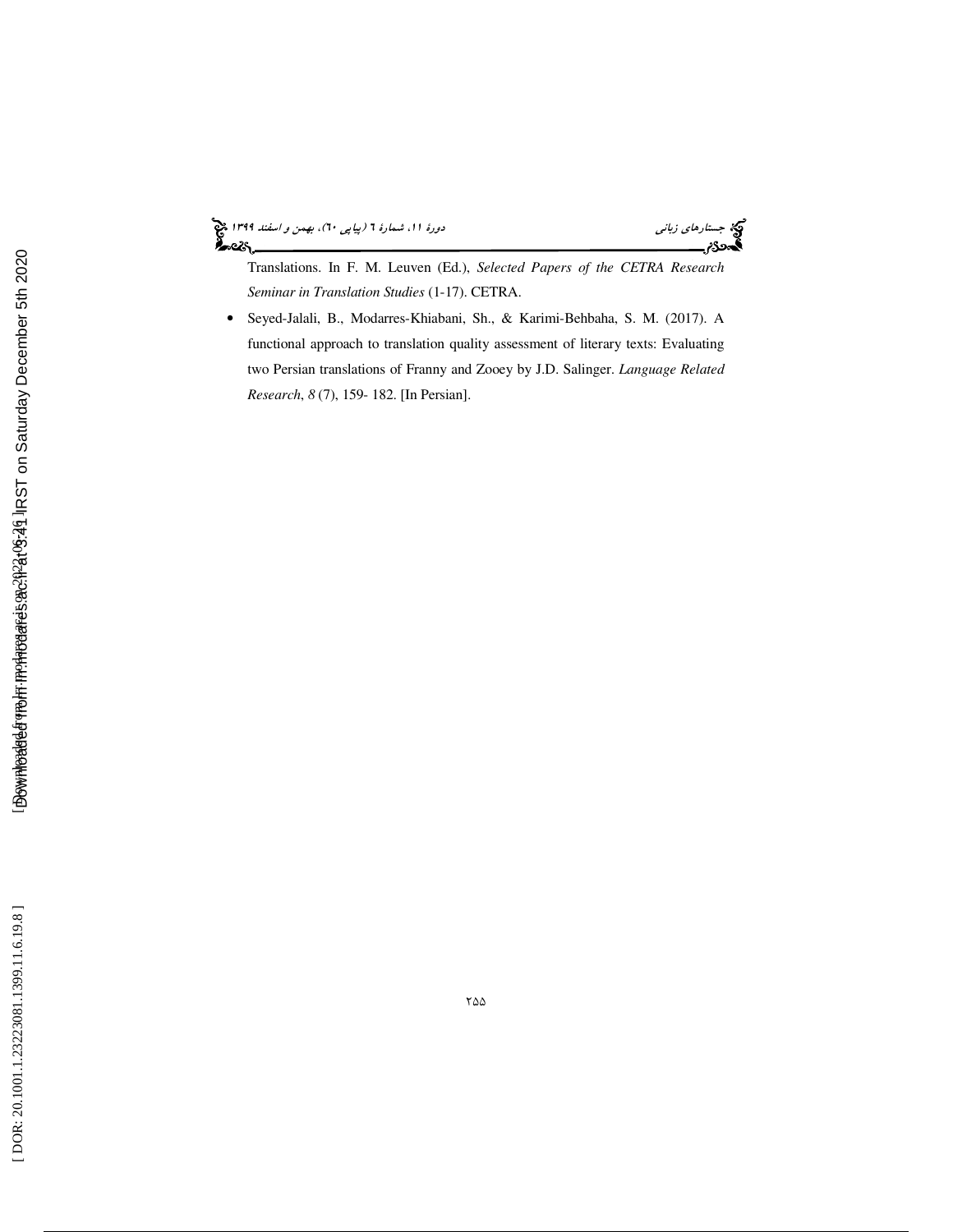Translations. In F. M. Leuven (Ed.), *Selected Papers of the CETRA Research Seminar in Translation Studies* (1-17). CETRA.

- Seyed-Jalali, B., Modarres-Khiabani, Sh., & Karimi-Behbaha, S. M. (2017). A functional approach to translation quality assessment of literary texts: Evaluating two Persian translations of Franny and Zooey by J.D. Salinger. *Language Related Research*, *8* (7), 159- 182. [In Persian].